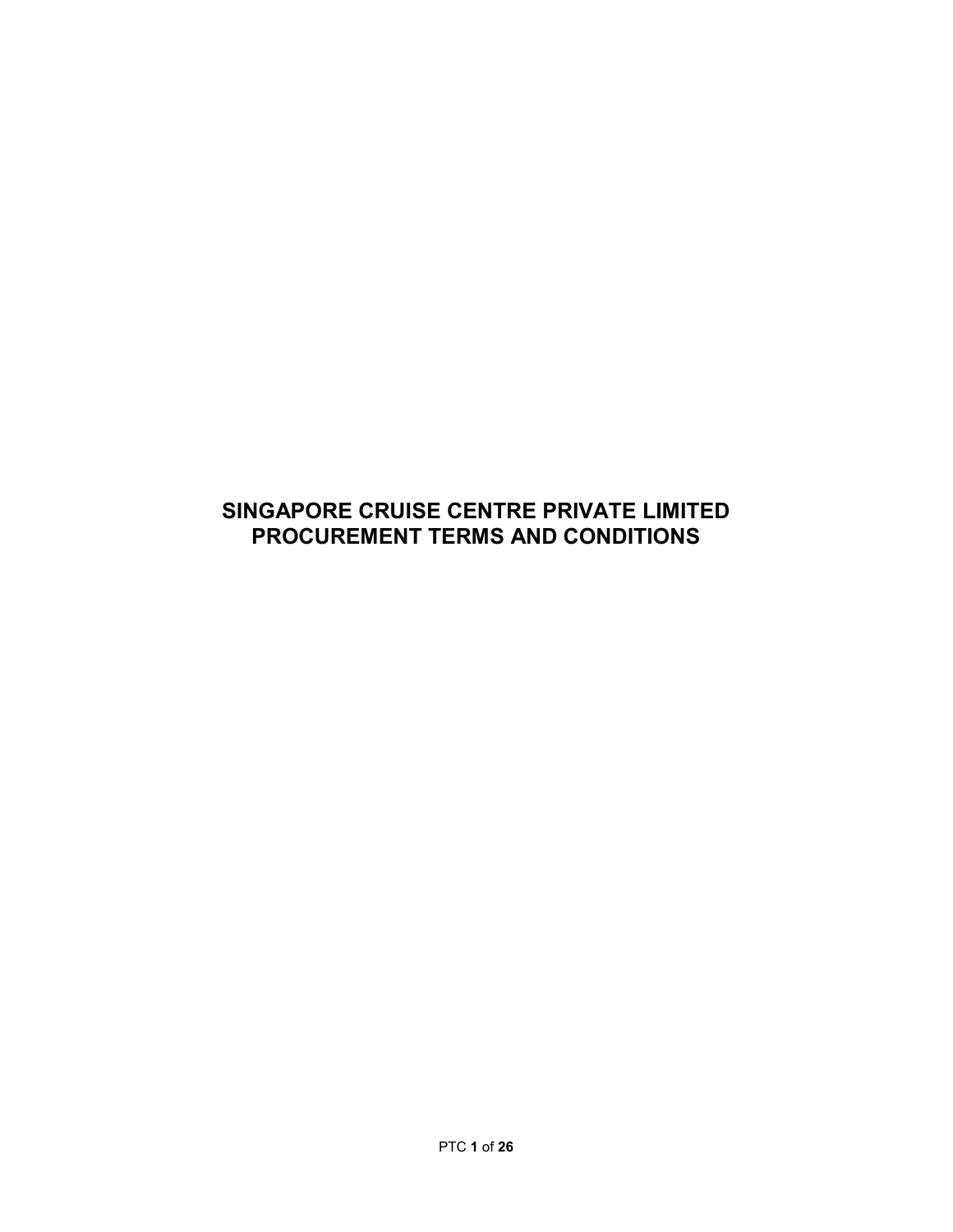# SINGAPORE CRUISE CENTRE PRIVATE LIMITED
# PROCUREMENT TERMS AND CONDITIONS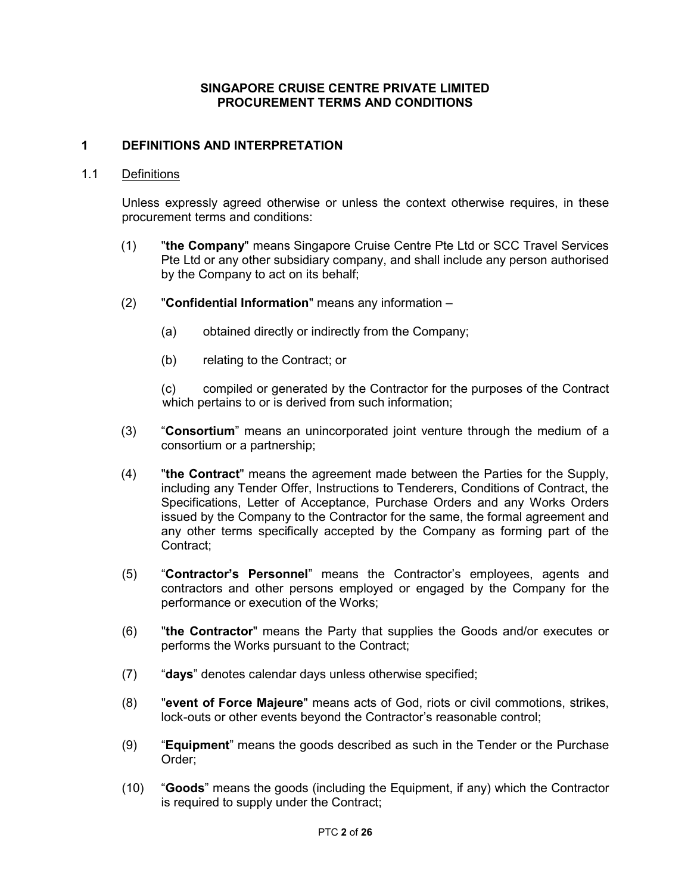**SINGAPORE CRUISE CENTRE PRIVATE LIMITED**
**PROCUREMENT TERMS AND CONDITIONS**

## 1 DEFINITIONS AND INTERPRETATION

### 1.1 Definitions

Unless expressly agreed otherwise or unless the context otherwise requires, in these procurement terms and conditions:

(1) "**the Company**" means Singapore Cruise Centre Pte Ltd or SCC Travel Services Pte Ltd or any other subsidiary company, and shall include any person authorised by the Company to act on its behalf;

(2) "**Confidential Information**" means any information –

(a) obtained directly or indirectly from the Company;

(b) relating to the Contract; or

(c) compiled or generated by the Contractor for the purposes of the Contract which pertains to or is derived from such information;

(3) "**Consortium**" means an unincorporated joint venture through the medium of a consortium or a partnership;

(4) "**the Contract**" means the agreement made between the Parties for the Supply, including any Tender Offer, Instructions to Tenderers, Conditions of Contract, the Specifications, Letter of Acceptance, Purchase Orders and any Works Orders issued by the Company to the Contractor for the same, the formal agreement and any other terms specifically accepted by the Company as forming part of the Contract;

(5) "**Contractor's Personnel**" means the Contractor's employees, agents and contractors and other persons employed or engaged by the Company for the performance or execution of the Works;

(6) "**the Contractor**" means the Party that supplies the Goods and/or executes or performs the Works pursuant to the Contract;

(7) "**days**" denotes calendar days unless otherwise specified;

(8) "**event of Force Majeure**" means acts of God, riots or civil commotions, strikes, lock-outs or other events beyond the Contractor's reasonable control;

(9) "**Equipment**" means the goods described as such in the Tender or the Purchase Order;

(10) "**Goods**" means the goods (including the Equipment, if any) which the Contractor is required to supply under the Contract;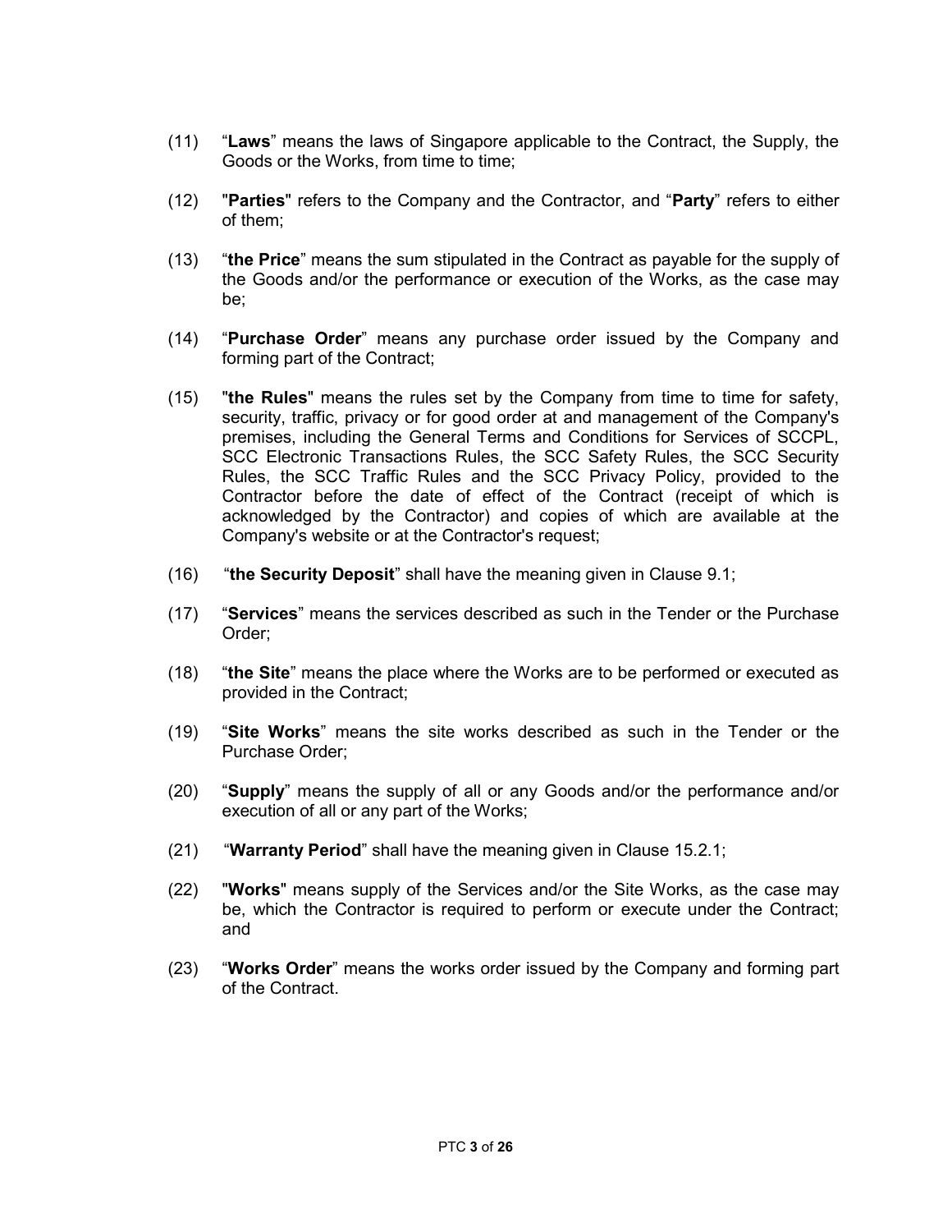(11) "**Laws**" means the laws of Singapore applicable to the Contract, the Supply, the Goods or the Works, from time to time;

(12) "**Parties**" refers to the Company and the Contractor, and "**Party**" refers to either of them;

(13) "**the Price**" means the sum stipulated in the Contract as payable for the supply of the Goods and/or the performance or execution of the Works, as the case may be;

(14) "**Purchase Order**" means any purchase order issued by the Company and forming part of the Contract;

(15) "**the Rules**" means the rules set by the Company from time to time for safety, security, traffic, privacy or for good order at and management of the Company's premises, including the General Terms and Conditions for Services of SCCPL, SCC Electronic Transactions Rules, the SCC Safety Rules, the SCC Security Rules, the SCC Traffic Rules and the SCC Privacy Policy, provided to the Contractor before the date of effect of the Contract (receipt of which is acknowledged by the Contractor) and copies of which are available at the Company's website or at the Contractor's request;

(16) "**the Security Deposit**" shall have the meaning given in Clause 9.1;

(17) "**Services**" means the services described as such in the Tender or the Purchase Order;

(18) "**the Site**" means the place where the Works are to be performed or executed as provided in the Contract;

(19) "**Site Works**" means the site works described as such in the Tender or the Purchase Order;

(20) "**Supply**" means the supply of all or any Goods and/or the performance and/or execution of all or any part of the Works;

(21) "**Warranty Period**" shall have the meaning given in Clause 15.2.1;

(22) "**Works**" means supply of the Services and/or the Site Works, as the case may be, which the Contractor is required to perform or execute under the Contract; and

(23) "**Works Order**" means the works order issued by the Company and forming part of the Contract.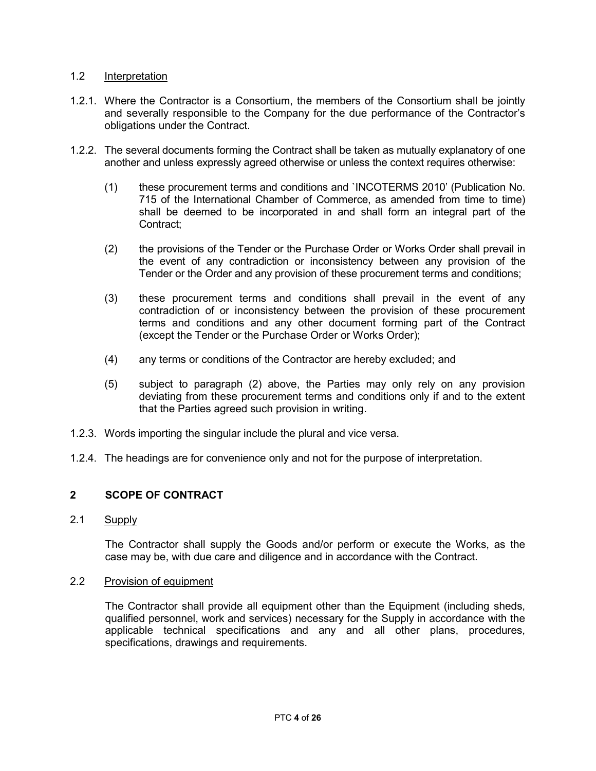### 1.2 Interpretation

1.2.1. Where the Contractor is a Consortium, the members of the Consortium shall be jointly and severally responsible to the Company for the due performance of the Contractor's obligations under the Contract.

1.2.2. The several documents forming the Contract shall be taken as mutually explanatory of one another and unless expressly agreed otherwise or unless the context requires otherwise:

(1) these procurement terms and conditions and `INCOTERMS 2010' (Publication No. 715 of the International Chamber of Commerce, as amended from time to time) shall be deemed to be incorporated in and shall form an integral part of the Contract;

(2) the provisions of the Tender or the Purchase Order or Works Order shall prevail in the event of any contradiction or inconsistency between any provision of the Tender or the Order and any provision of these procurement terms and conditions;

(3) these procurement terms and conditions shall prevail in the event of any contradiction of or inconsistency between the provision of these procurement terms and conditions and any other document forming part of the Contract (except the Tender or the Purchase Order or Works Order);

(4) any terms or conditions of the Contractor are hereby excluded; and

(5) subject to paragraph (2) above, the Parties may only rely on any provision deviating from these procurement terms and conditions only if and to the extent that the Parties agreed such provision in writing.

1.2.3. Words importing the singular include the plural and vice versa.

1.2.4. The headings are for convenience only and not for the purpose of interpretation.

## 2 SCOPE OF CONTRACT

### 2.1 Supply

The Contractor shall supply the Goods and/or perform or execute the Works, as the case may be, with due care and diligence and in accordance with the Contract.

### 2.2 Provision of equipment

The Contractor shall provide all equipment other than the Equipment (including sheds, qualified personnel, work and services) necessary for the Supply in accordance with the applicable technical specifications and any and all other plans, procedures, specifications, drawings and requirements.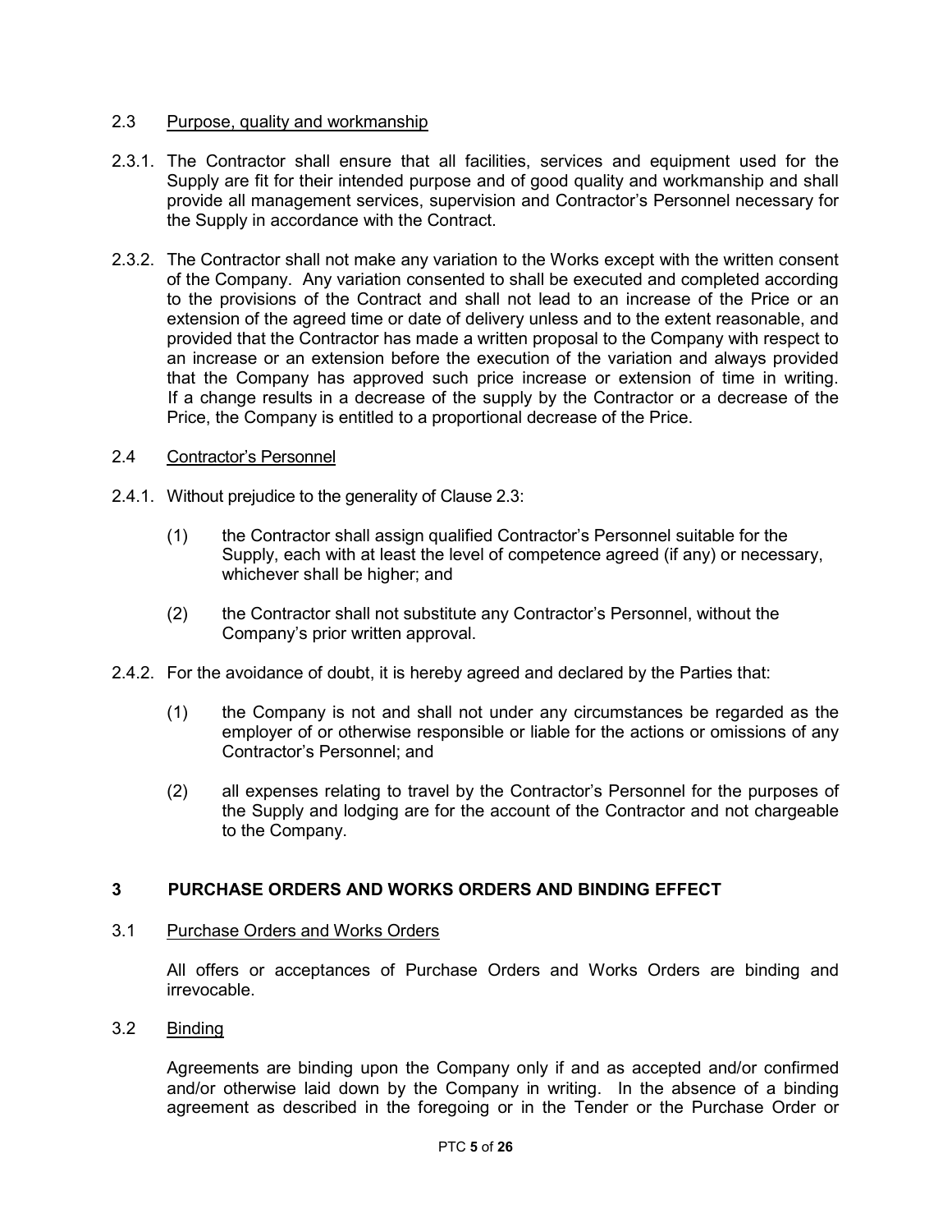2.3 Purpose, quality and workmanship

2.3.1. The Contractor shall ensure that all facilities, services and equipment used for the Supply are fit for their intended purpose and of good quality and workmanship and shall provide all management services, supervision and Contractor's Personnel necessary for the Supply in accordance with the Contract.

2.3.2. The Contractor shall not make any variation to the Works except with the written consent of the Company. Any variation consented to shall be executed and completed according to the provisions of the Contract and shall not lead to an increase of the Price or an extension of the agreed time or date of delivery unless and to the extent reasonable, and provided that the Contractor has made a written proposal to the Company with respect to an increase or an extension before the execution of the variation and always provided that the Company has approved such price increase or extension of time in writing. If a change results in a decrease of the supply by the Contractor or a decrease of the Price, the Company is entitled to a proportional decrease of the Price.

2.4 Contractor's Personnel

2.4.1. Without prejudice to the generality of Clause 2.3:

(1) the Contractor shall assign qualified Contractor's Personnel suitable for the Supply, each with at least the level of competence agreed (if any) or necessary, whichever shall be higher; and

(2) the Contractor shall not substitute any Contractor's Personnel, without the Company's prior written approval.

2.4.2. For the avoidance of doubt, it is hereby agreed and declared by the Parties that:

(1) the Company is not and shall not under any circumstances be regarded as the employer of or otherwise responsible or liable for the actions or omissions of any Contractor's Personnel; and

(2) all expenses relating to travel by the Contractor's Personnel for the purposes of the Supply and lodging are for the account of the Contractor and not chargeable to the Company.

## 3 PURCHASE ORDERS AND WORKS ORDERS AND BINDING EFFECT

3.1 Purchase Orders and Works Orders

All offers or acceptances of Purchase Orders and Works Orders are binding and irrevocable.

3.2 Binding

Agreements are binding upon the Company only if and as accepted and/or confirmed and/or otherwise laid down by the Company in writing. In the absence of a binding agreement as described in the foregoing or in the Tender or the Purchase Order or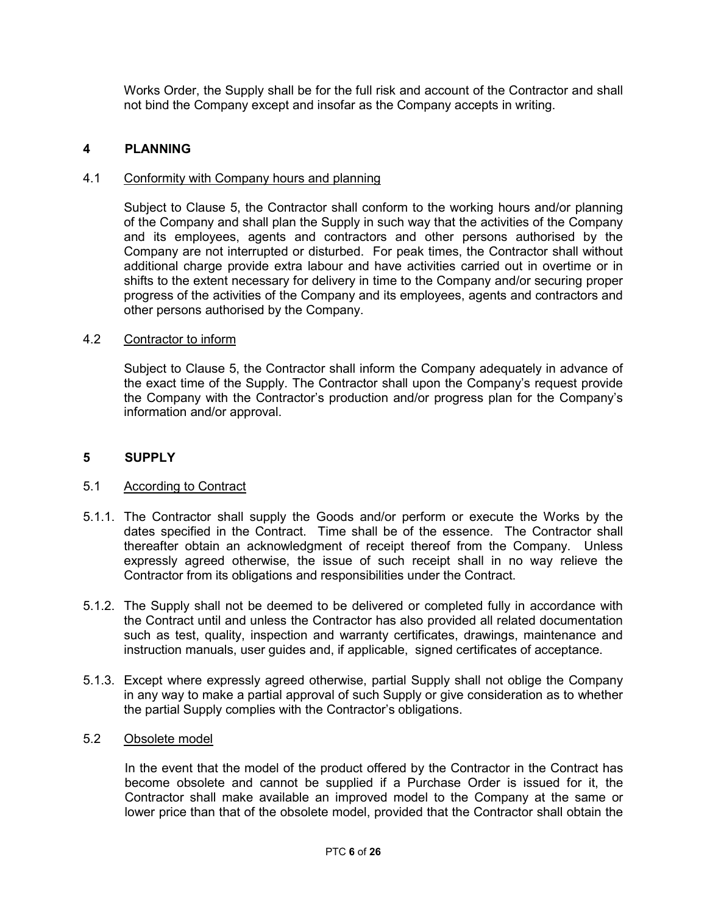Works Order, the Supply shall be for the full risk and account of the Contractor and shall not bind the Company except and insofar as the Company accepts in writing.

## 4 PLANNING

### 4.1 Conformity with Company hours and planning

Subject to Clause 5, the Contractor shall conform to the working hours and/or planning of the Company and shall plan the Supply in such way that the activities of the Company and its employees, agents and contractors and other persons authorised by the Company are not interrupted or disturbed. For peak times, the Contractor shall without additional charge provide extra labour and have activities carried out in overtime or in shifts to the extent necessary for delivery in time to the Company and/or securing proper progress of the activities of the Company and its employees, agents and contractors and other persons authorised by the Company.

### 4.2 Contractor to inform

Subject to Clause 5, the Contractor shall inform the Company adequately in advance of the exact time of the Supply. The Contractor shall upon the Company's request provide the Company with the Contractor's production and/or progress plan for the Company's information and/or approval.

## 5 SUPPLY

### 5.1 According to Contract

5.1.1. The Contractor shall supply the Goods and/or perform or execute the Works by the dates specified in the Contract. Time shall be of the essence. The Contractor shall thereafter obtain an acknowledgment of receipt thereof from the Company. Unless expressly agreed otherwise, the issue of such receipt shall in no way relieve the Contractor from its obligations and responsibilities under the Contract.

5.1.2. The Supply shall not be deemed to be delivered or completed fully in accordance with the Contract until and unless the Contractor has also provided all related documentation such as test, quality, inspection and warranty certificates, drawings, maintenance and instruction manuals, user guides and, if applicable, signed certificates of acceptance.

5.1.3. Except where expressly agreed otherwise, partial Supply shall not oblige the Company in any way to make a partial approval of such Supply or give consideration as to whether the partial Supply complies with the Contractor's obligations.

### 5.2 Obsolete model

In the event that the model of the product offered by the Contractor in the Contract has become obsolete and cannot be supplied if a Purchase Order is issued for it, the Contractor shall make available an improved model to the Company at the same or lower price than that of the obsolete model, provided that the Contractor shall obtain the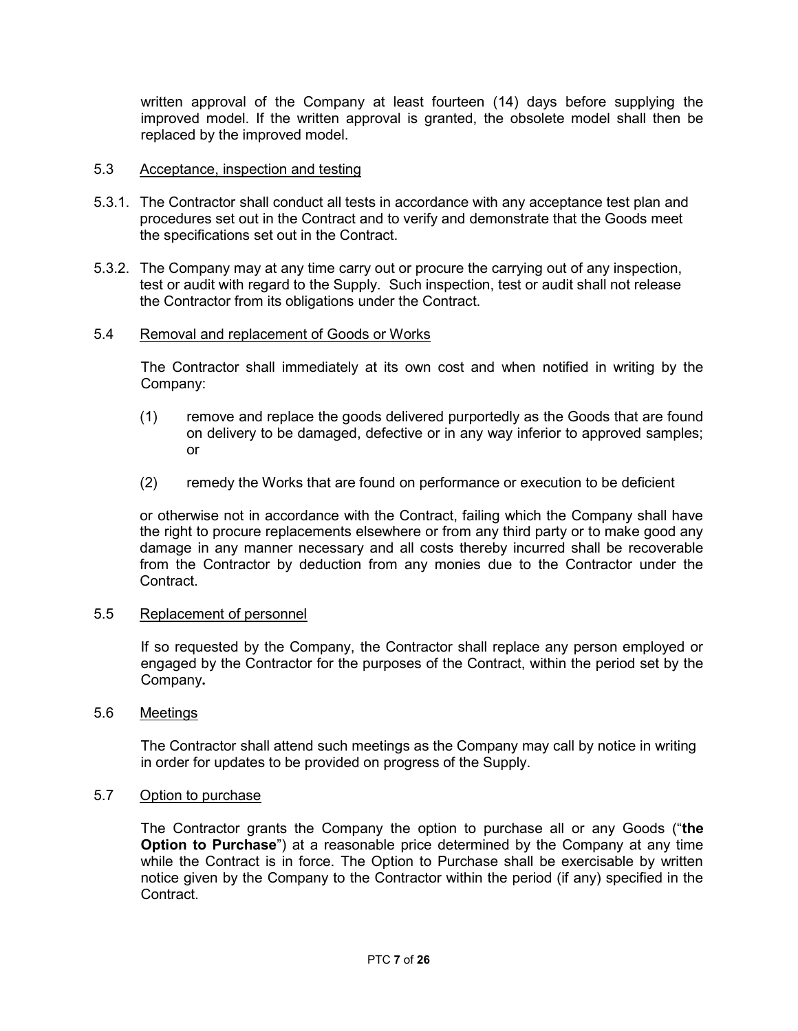written approval of the Company at least fourteen (14) days before supplying the improved model. If the written approval is granted, the obsolete model shall then be replaced by the improved model.

5.3 Acceptance, inspection and testing

5.3.1. The Contractor shall conduct all tests in accordance with any acceptance test plan and procedures set out in the Contract and to verify and demonstrate that the Goods meet the specifications set out in the Contract.

5.3.2. The Company may at any time carry out or procure the carrying out of any inspection, test or audit with regard to the Supply. Such inspection, test or audit shall not release the Contractor from its obligations under the Contract.

5.4 Removal and replacement of Goods or Works

The Contractor shall immediately at its own cost and when notified in writing by the Company:

(1) remove and replace the goods delivered purportedly as the Goods that are found on delivery to be damaged, defective or in any way inferior to approved samples; or

(2) remedy the Works that are found on performance or execution to be deficient

or otherwise not in accordance with the Contract, failing which the Company shall have the right to procure replacements elsewhere or from any third party or to make good any damage in any manner necessary and all costs thereby incurred shall be recoverable from the Contractor by deduction from any monies due to the Contractor under the Contract.

5.5 Replacement of personnel

If so requested by the Company, the Contractor shall replace any person employed or engaged by the Contractor for the purposes of the Contract, within the period set by the Company**.**

5.6 Meetings

The Contractor shall attend such meetings as the Company may call by notice in writing in order for updates to be provided on progress of the Supply.

5.7 Option to purchase

The Contractor grants the Company the option to purchase all or any Goods ("**the Option to Purchase**") at a reasonable price determined by the Company at any time while the Contract is in force. The Option to Purchase shall be exercisable by written notice given by the Company to the Contractor within the period (if any) specified in the Contract.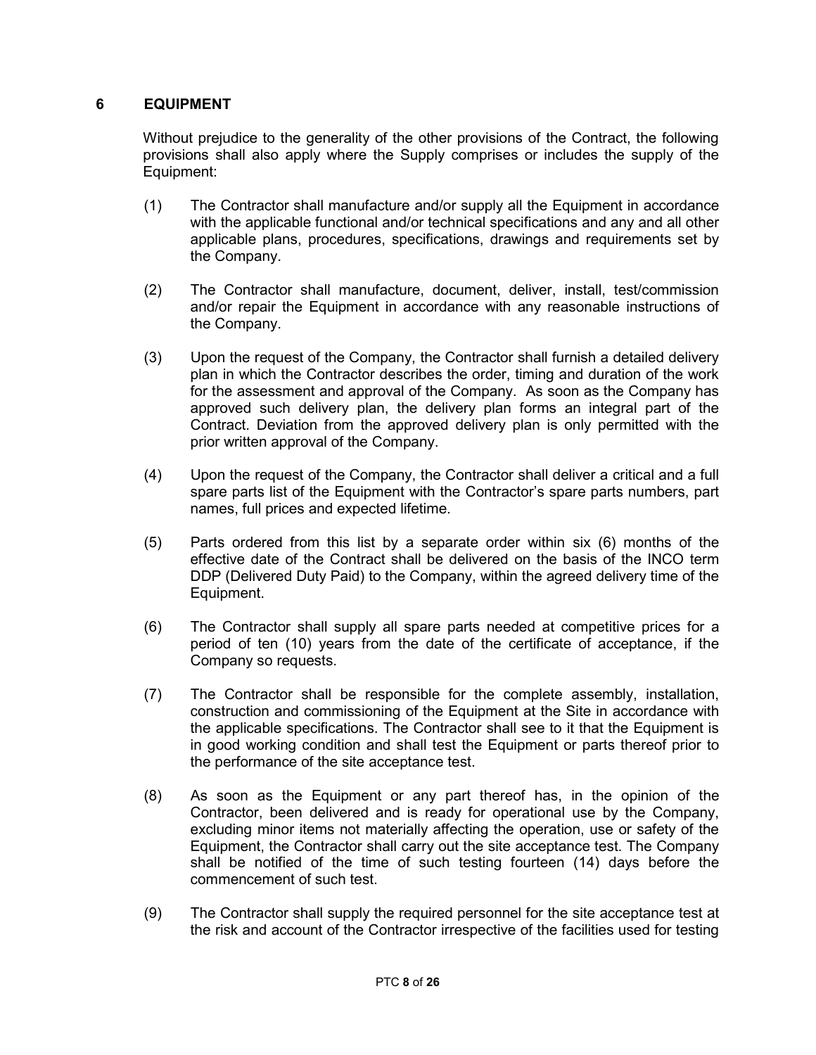## 6 EQUIPMENT

Without prejudice to the generality of the other provisions of the Contract, the following provisions shall also apply where the Supply comprises or includes the supply of the Equipment:

(1) The Contractor shall manufacture and/or supply all the Equipment in accordance with the applicable functional and/or technical specifications and any and all other applicable plans, procedures, specifications, drawings and requirements set by the Company.

(2) The Contractor shall manufacture, document, deliver, install, test/commission and/or repair the Equipment in accordance with any reasonable instructions of the Company.

(3) Upon the request of the Company, the Contractor shall furnish a detailed delivery plan in which the Contractor describes the order, timing and duration of the work for the assessment and approval of the Company. As soon as the Company has approved such delivery plan, the delivery plan forms an integral part of the Contract. Deviation from the approved delivery plan is only permitted with the prior written approval of the Company.

(4) Upon the request of the Company, the Contractor shall deliver a critical and a full spare parts list of the Equipment with the Contractor's spare parts numbers, part names, full prices and expected lifetime.

(5) Parts ordered from this list by a separate order within six (6) months of the effective date of the Contract shall be delivered on the basis of the INCO term DDP (Delivered Duty Paid) to the Company, within the agreed delivery time of the Equipment.

(6) The Contractor shall supply all spare parts needed at competitive prices for a period of ten (10) years from the date of the certificate of acceptance, if the Company so requests.

(7) The Contractor shall be responsible for the complete assembly, installation, construction and commissioning of the Equipment at the Site in accordance with the applicable specifications. The Contractor shall see to it that the Equipment is in good working condition and shall test the Equipment or parts thereof prior to the performance of the site acceptance test.

(8) As soon as the Equipment or any part thereof has, in the opinion of the Contractor, been delivered and is ready for operational use by the Company, excluding minor items not materially affecting the operation, use or safety of the Equipment, the Contractor shall carry out the site acceptance test. The Company shall be notified of the time of such testing fourteen (14) days before the commencement of such test.

(9) The Contractor shall supply the required personnel for the site acceptance test at the risk and account of the Contractor irrespective of the facilities used for testing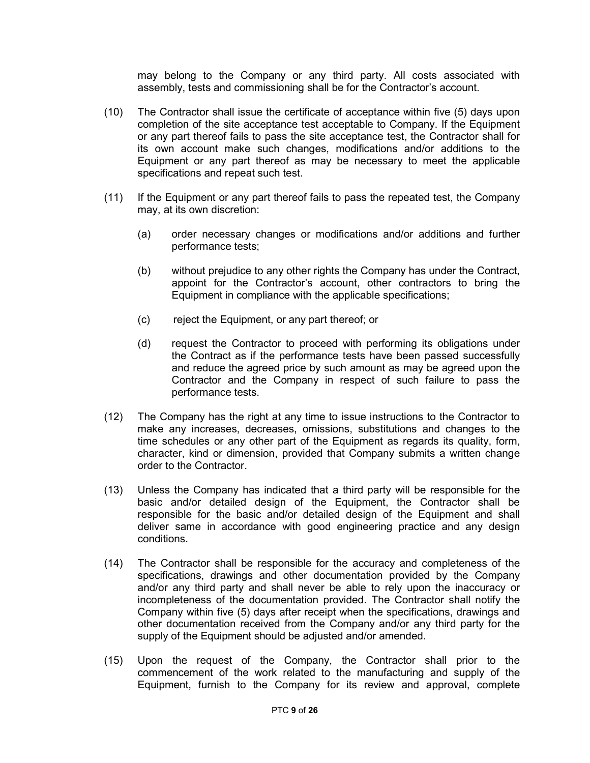may belong to the Company or any third party. All costs associated with assembly, tests and commissioning shall be for the Contractor's account.

(10) The Contractor shall issue the certificate of acceptance within five (5) days upon completion of the site acceptance test acceptable to Company. If the Equipment or any part thereof fails to pass the site acceptance test, the Contractor shall for its own account make such changes, modifications and/or additions to the Equipment or any part thereof as may be necessary to meet the applicable specifications and repeat such test.

(11) If the Equipment or any part thereof fails to pass the repeated test, the Company may, at its own discretion:

(a) order necessary changes or modifications and/or additions and further performance tests;

(b) without prejudice to any other rights the Company has under the Contract, appoint for the Contractor's account, other contractors to bring the Equipment in compliance with the applicable specifications;

(c) reject the Equipment, or any part thereof; or

(d) request the Contractor to proceed with performing its obligations under the Contract as if the performance tests have been passed successfully and reduce the agreed price by such amount as may be agreed upon the Contractor and the Company in respect of such failure to pass the performance tests.

(12) The Company has the right at any time to issue instructions to the Contractor to make any increases, decreases, omissions, substitutions and changes to the time schedules or any other part of the Equipment as regards its quality, form, character, kind or dimension, provided that Company submits a written change order to the Contractor.

(13) Unless the Company has indicated that a third party will be responsible for the basic and/or detailed design of the Equipment, the Contractor shall be responsible for the basic and/or detailed design of the Equipment and shall deliver same in accordance with good engineering practice and any design conditions.

(14) The Contractor shall be responsible for the accuracy and completeness of the specifications, drawings and other documentation provided by the Company and/or any third party and shall never be able to rely upon the inaccuracy or incompleteness of the documentation provided. The Contractor shall notify the Company within five (5) days after receipt when the specifications, drawings and other documentation received from the Company and/or any third party for the supply of the Equipment should be adjusted and/or amended.

(15) Upon the request of the Company, the Contractor shall prior to the commencement of the work related to the manufacturing and supply of the Equipment, furnish to the Company for its review and approval, complete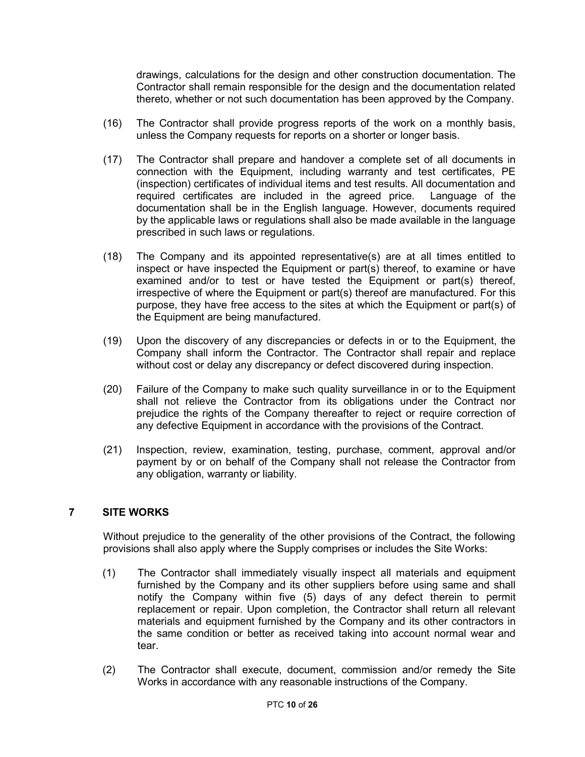drawings, calculations for the design and other construction documentation. The Contractor shall remain responsible for the design and the documentation related thereto, whether or not such documentation has been approved by the Company.

(16) The Contractor shall provide progress reports of the work on a monthly basis, unless the Company requests for reports on a shorter or longer basis.

(17) The Contractor shall prepare and handover a complete set of all documents in connection with the Equipment, including warranty and test certificates, PE (inspection) certificates of individual items and test results. All documentation and required certificates are included in the agreed price. Language of the documentation shall be in the English language. However, documents required by the applicable laws or regulations shall also be made available in the language prescribed in such laws or regulations.

(18) The Company and its appointed representative(s) are at all times entitled to inspect or have inspected the Equipment or part(s) thereof, to examine or have examined and/or to test or have tested the Equipment or part(s) thereof, irrespective of where the Equipment or part(s) thereof are manufactured. For this purpose, they have free access to the sites at which the Equipment or part(s) of the Equipment are being manufactured.

(19) Upon the discovery of any discrepancies or defects in or to the Equipment, the Company shall inform the Contractor. The Contractor shall repair and replace without cost or delay any discrepancy or defect discovered during inspection.

(20) Failure of the Company to make such quality surveillance in or to the Equipment shall not relieve the Contractor from its obligations under the Contract nor prejudice the rights of the Company thereafter to reject or require correction of any defective Equipment in accordance with the provisions of the Contract.

(21) Inspection, review, examination, testing, purchase, comment, approval and/or payment by or on behalf of the Company shall not release the Contractor from any obligation, warranty or liability.

## 7 SITE WORKS

Without prejudice to the generality of the other provisions of the Contract, the following provisions shall also apply where the Supply comprises or includes the Site Works:

(1) The Contractor shall immediately visually inspect all materials and equipment furnished by the Company and its other suppliers before using same and shall notify the Company within five (5) days of any defect therein to permit replacement or repair. Upon completion, the Contractor shall return all relevant materials and equipment furnished by the Company and its other contractors in the same condition or better as received taking into account normal wear and tear.

(2) The Contractor shall execute, document, commission and/or remedy the Site Works in accordance with any reasonable instructions of the Company.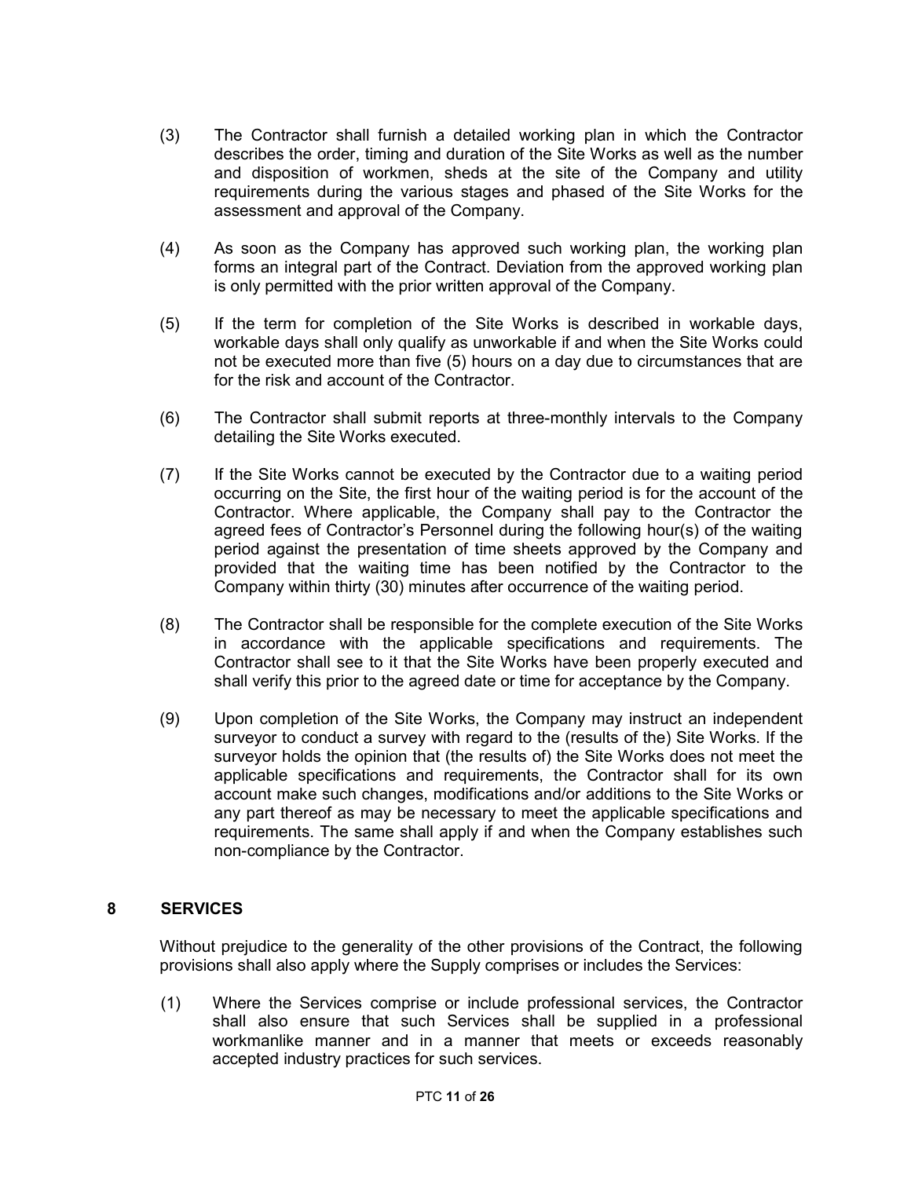(3) The Contractor shall furnish a detailed working plan in which the Contractor describes the order, timing and duration of the Site Works as well as the number and disposition of workmen, sheds at the site of the Company and utility requirements during the various stages and phased of the Site Works for the assessment and approval of the Company.

(4) As soon as the Company has approved such working plan, the working plan forms an integral part of the Contract. Deviation from the approved working plan is only permitted with the prior written approval of the Company.

(5) If the term for completion of the Site Works is described in workable days, workable days shall only qualify as unworkable if and when the Site Works could not be executed more than five (5) hours on a day due to circumstances that are for the risk and account of the Contractor.

(6) The Contractor shall submit reports at three-monthly intervals to the Company detailing the Site Works executed.

(7) If the Site Works cannot be executed by the Contractor due to a waiting period occurring on the Site, the first hour of the waiting period is for the account of the Contractor. Where applicable, the Company shall pay to the Contractor the agreed fees of Contractor's Personnel during the following hour(s) of the waiting period against the presentation of time sheets approved by the Company and provided that the waiting time has been notified by the Contractor to the Company within thirty (30) minutes after occurrence of the waiting period.

(8) The Contractor shall be responsible for the complete execution of the Site Works in accordance with the applicable specifications and requirements. The Contractor shall see to it that the Site Works have been properly executed and shall verify this prior to the agreed date or time for acceptance by the Company.

(9) Upon completion of the Site Works, the Company may instruct an independent surveyor to conduct a survey with regard to the (results of the) Site Works. If the surveyor holds the opinion that (the results of) the Site Works does not meet the applicable specifications and requirements, the Contractor shall for its own account make such changes, modifications and/or additions to the Site Works or any part thereof as may be necessary to meet the applicable specifications and requirements. The same shall apply if and when the Company establishes such non-compliance by the Contractor.

## 8 SERVICES

Without prejudice to the generality of the other provisions of the Contract, the following provisions shall also apply where the Supply comprises or includes the Services:

(1) Where the Services comprise or include professional services, the Contractor shall also ensure that such Services shall be supplied in a professional workmanlike manner and in a manner that meets or exceeds reasonably accepted industry practices for such services.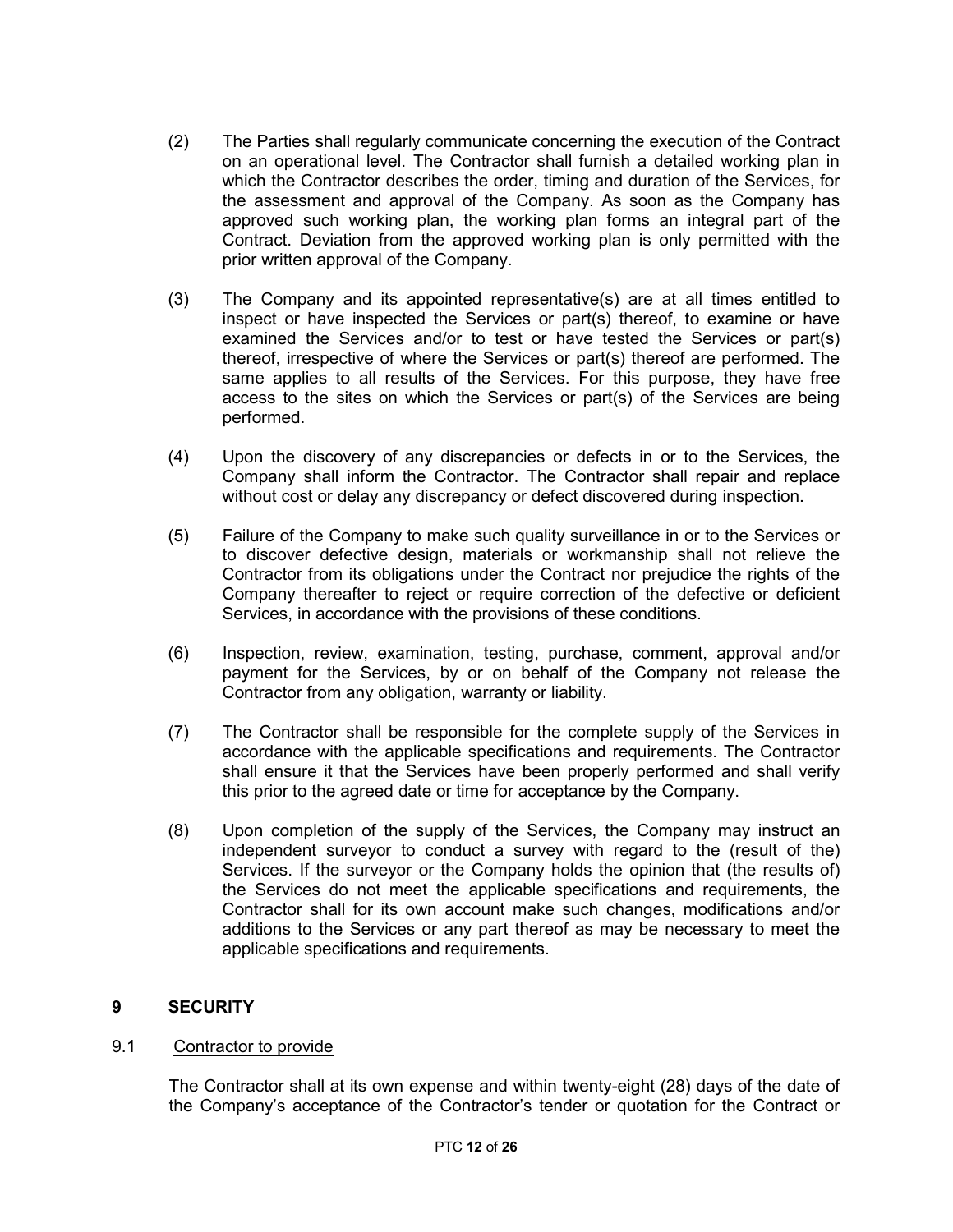(2) The Parties shall regularly communicate concerning the execution of the Contract on an operational level. The Contractor shall furnish a detailed working plan in which the Contractor describes the order, timing and duration of the Services, for the assessment and approval of the Company. As soon as the Company has approved such working plan, the working plan forms an integral part of the Contract. Deviation from the approved working plan is only permitted with the prior written approval of the Company.

(3) The Company and its appointed representative(s) are at all times entitled to inspect or have inspected the Services or part(s) thereof, to examine or have examined the Services and/or to test or have tested the Services or part(s) thereof, irrespective of where the Services or part(s) thereof are performed. The same applies to all results of the Services. For this purpose, they have free access to the sites on which the Services or part(s) of the Services are being performed.

(4) Upon the discovery of any discrepancies or defects in or to the Services, the Company shall inform the Contractor. The Contractor shall repair and replace without cost or delay any discrepancy or defect discovered during inspection.

(5) Failure of the Company to make such quality surveillance in or to the Services or to discover defective design, materials or workmanship shall not relieve the Contractor from its obligations under the Contract nor prejudice the rights of the Company thereafter to reject or require correction of the defective or deficient Services, in accordance with the provisions of these conditions.

(6) Inspection, review, examination, testing, purchase, comment, approval and/or payment for the Services, by or on behalf of the Company not release the Contractor from any obligation, warranty or liability.

(7) The Contractor shall be responsible for the complete supply of the Services in accordance with the applicable specifications and requirements. The Contractor shall ensure it that the Services have been properly performed and shall verify this prior to the agreed date or time for acceptance by the Company.

(8) Upon completion of the supply of the Services, the Company may instruct an independent surveyor to conduct a survey with regard to the (result of the) Services. If the surveyor or the Company holds the opinion that (the results of) the Services do not meet the applicable specifications and requirements, the Contractor shall for its own account make such changes, modifications and/or additions to the Services or any part thereof as may be necessary to meet the applicable specifications and requirements.

## 9 SECURITY

9.1 Contractor to provide

The Contractor shall at its own expense and within twenty-eight (28) days of the date of the Company's acceptance of the Contractor's tender or quotation for the Contract or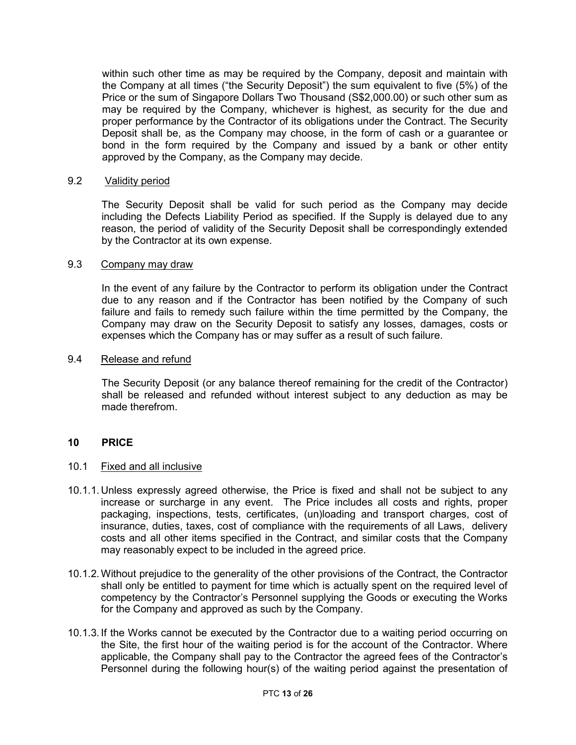within such other time as may be required by the Company, deposit and maintain with the Company at all times ("the Security Deposit") the sum equivalent to five (5%) of the Price or the sum of Singapore Dollars Two Thousand (S$2,000.00) or such other sum as may be required by the Company, whichever is highest, as security for the due and proper performance by the Contractor of its obligations under the Contract. The Security Deposit shall be, as the Company may choose, in the form of cash or a guarantee or bond in the form required by the Company and issued by a bank or other entity approved by the Company, as the Company may decide.

9.2 Validity period

The Security Deposit shall be valid for such period as the Company may decide including the Defects Liability Period as specified. If the Supply is delayed due to any reason, the period of validity of the Security Deposit shall be correspondingly extended by the Contractor at its own expense.

9.3 Company may draw

In the event of any failure by the Contractor to perform its obligation under the Contract due to any reason and if the Contractor has been notified by the Company of such failure and fails to remedy such failure within the time permitted by the Company, the Company may draw on the Security Deposit to satisfy any losses, damages, costs or expenses which the Company has or may suffer as a result of such failure.

9.4 Release and refund

The Security Deposit (or any balance thereof remaining for the credit of the Contractor) shall be released and refunded without interest subject to any deduction as may be made therefrom.

## 10 PRICE

10.1 Fixed and all inclusive

10.1.1. Unless expressly agreed otherwise, the Price is fixed and shall not be subject to any increase or surcharge in any event. The Price includes all costs and rights, proper packaging, inspections, tests, certificates, (un)loading and transport charges, cost of insurance, duties, taxes, cost of compliance with the requirements of all Laws, delivery costs and all other items specified in the Contract, and similar costs that the Company may reasonably expect to be included in the agreed price.

10.1.2. Without prejudice to the generality of the other provisions of the Contract, the Contractor shall only be entitled to payment for time which is actually spent on the required level of competency by the Contractor's Personnel supplying the Goods or executing the Works for the Company and approved as such by the Company.

10.1.3. If the Works cannot be executed by the Contractor due to a waiting period occurring on the Site, the first hour of the waiting period is for the account of the Contractor. Where applicable, the Company shall pay to the Contractor the agreed fees of the Contractor's Personnel during the following hour(s) of the waiting period against the presentation of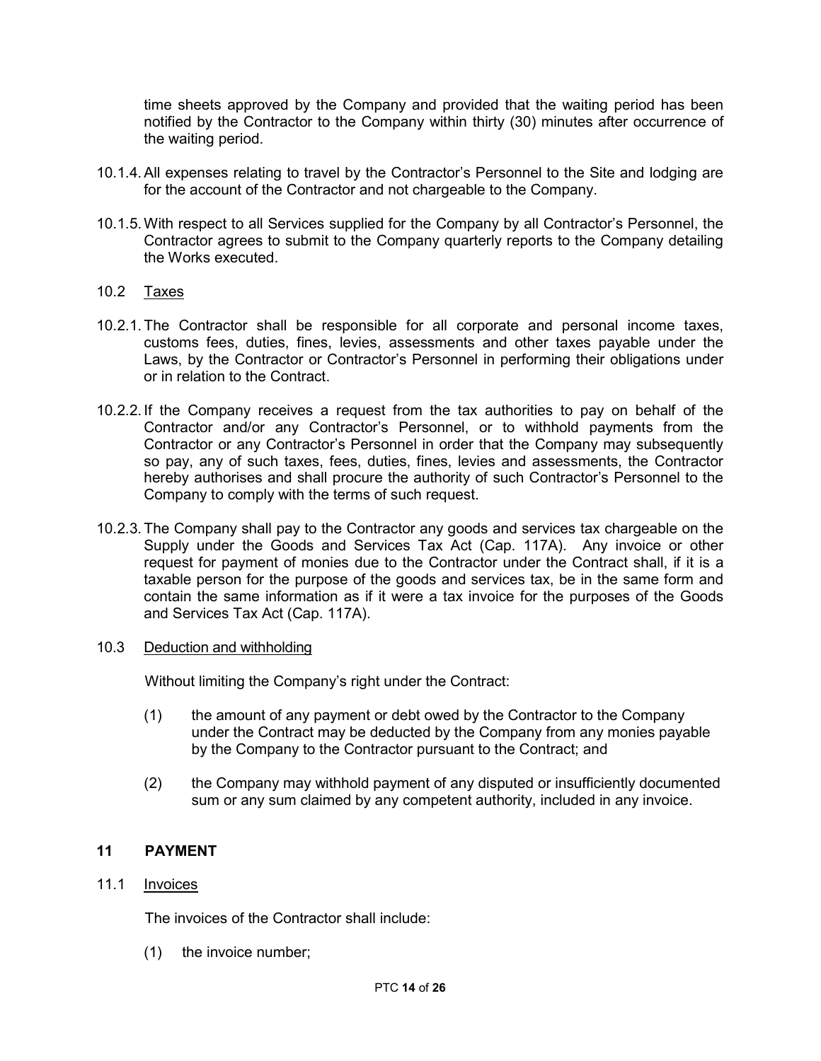time sheets approved by the Company and provided that the waiting period has been notified by the Contractor to the Company within thirty (30) minutes after occurrence of the waiting period.

10.1.4. All expenses relating to travel by the Contractor's Personnel to the Site and lodging are for the account of the Contractor and not chargeable to the Company.

10.1.5. With respect to all Services supplied for the Company by all Contractor's Personnel, the Contractor agrees to submit to the Company quarterly reports to the Company detailing the Works executed.

10.2 <u>Taxes</u>

10.2.1. The Contractor shall be responsible for all corporate and personal income taxes, customs fees, duties, fines, levies, assessments and other taxes payable under the Laws, by the Contractor or Contractor's Personnel in performing their obligations under or in relation to the Contract.

10.2.2. If the Company receives a request from the tax authorities to pay on behalf of the Contractor and/or any Contractor's Personnel, or to withhold payments from the Contractor or any Contractor's Personnel in order that the Company may subsequently so pay, any of such taxes, fees, duties, fines, levies and assessments, the Contractor hereby authorises and shall procure the authority of such Contractor's Personnel to the Company to comply with the terms of such request.

10.2.3. The Company shall pay to the Contractor any goods and services tax chargeable on the Supply under the Goods and Services Tax Act (Cap. 117A). Any invoice or other request for payment of monies due to the Contractor under the Contract shall, if it is a taxable person for the purpose of the goods and services tax, be in the same form and contain the same information as if it were a tax invoice for the purposes of the Goods and Services Tax Act (Cap. 117A).

10.3 <u>Deduction and withholding</u>

Without limiting the Company's right under the Contract:

(1) the amount of any payment or debt owed by the Contractor to the Company under the Contract may be deducted by the Company from any monies payable by the Company to the Contractor pursuant to the Contract; and

(2) the Company may withhold payment of any disputed or insufficiently documented sum or any sum claimed by any competent authority, included in any invoice.

## 11 PAYMENT

11.1 <u>Invoices</u>

The invoices of the Contractor shall include:

(1) the invoice number;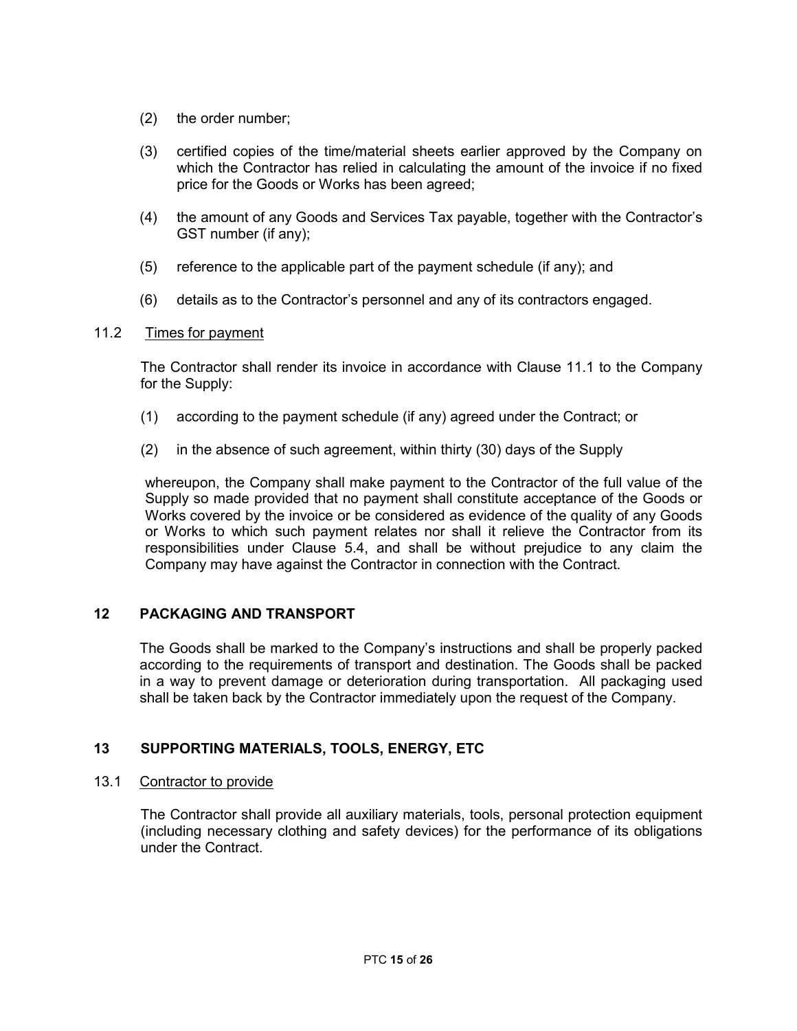(2) the order number;

(3) certified copies of the time/material sheets earlier approved by the Company on which the Contractor has relied in calculating the amount of the invoice if no fixed price for the Goods or Works has been agreed;

(4) the amount of any Goods and Services Tax payable, together with the Contractor's GST number (if any);

(5) reference to the applicable part of the payment schedule (if any); and

(6) details as to the Contractor's personnel and any of its contractors engaged.

### 11.2 Times for payment

The Contractor shall render its invoice in accordance with Clause 11.1 to the Company for the Supply:

(1) according to the payment schedule (if any) agreed under the Contract; or

(2) in the absence of such agreement, within thirty (30) days of the Supply

whereupon, the Company shall make payment to the Contractor of the full value of the Supply so made provided that no payment shall constitute acceptance of the Goods or Works covered by the invoice or be considered as evidence of the quality of any Goods or Works to which such payment relates nor shall it relieve the Contractor from its responsibilities under Clause 5.4, and shall be without prejudice to any claim the Company may have against the Contractor in connection with the Contract.

## 12 PACKAGING AND TRANSPORT

The Goods shall be marked to the Company's instructions and shall be properly packed according to the requirements of transport and destination. The Goods shall be packed in a way to prevent damage or deterioration during transportation. All packaging used shall be taken back by the Contractor immediately upon the request of the Company.

## 13 SUPPORTING MATERIALS, TOOLS, ENERGY, ETC

### 13.1 Contractor to provide

The Contractor shall provide all auxiliary materials, tools, personal protection equipment (including necessary clothing and safety devices) for the performance of its obligations under the Contract.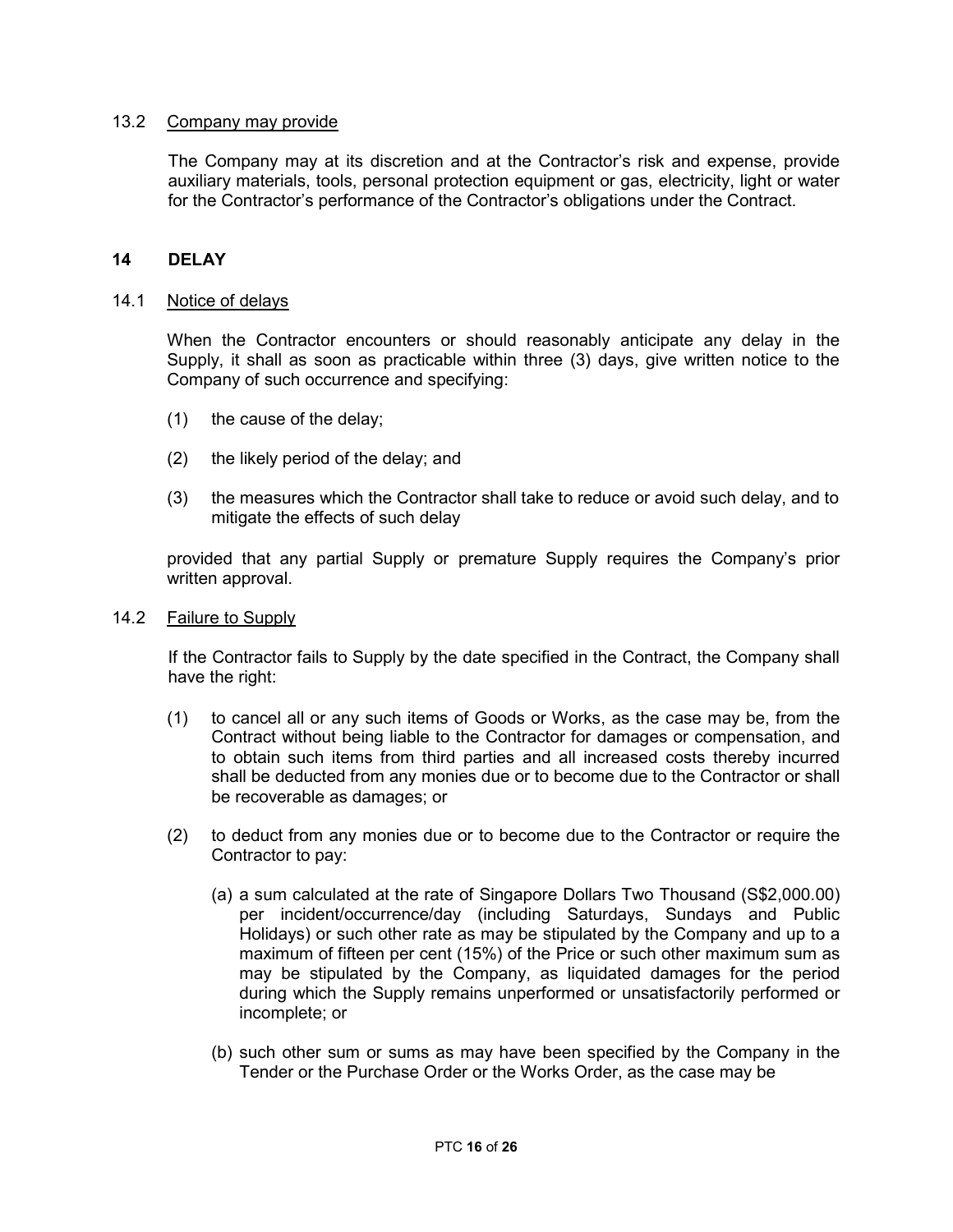13.2 <u>Company may provide</u>

The Company may at its discretion and at the Contractor's risk and expense, provide auxiliary materials, tools, personal protection equipment or gas, electricity, light or water for the Contractor's performance of the Contractor's obligations under the Contract.

## 14 DELAY

14.1 <u>Notice of delays</u>

When the Contractor encounters or should reasonably anticipate any delay in the Supply, it shall as soon as practicable within three (3) days, give written notice to the Company of such occurrence and specifying:

(1) the cause of the delay;

(2) the likely period of the delay; and

(3) the measures which the Contractor shall take to reduce or avoid such delay, and to mitigate the effects of such delay

provided that any partial Supply or premature Supply requires the Company's prior written approval.

14.2 <u>Failure to Supply</u>

If the Contractor fails to Supply by the date specified in the Contract, the Company shall have the right:

(1) to cancel all or any such items of Goods or Works, as the case may be, from the Contract without being liable to the Contractor for damages or compensation, and to obtain such items from third parties and all increased costs thereby incurred shall be deducted from any monies due or to become due to the Contractor or shall be recoverable as damages; or

(2) to deduct from any monies due or to become due to the Contractor or require the Contractor to pay:

(a) a sum calculated at the rate of Singapore Dollars Two Thousand (S$2,000.00) per incident/occurrence/day (including Saturdays, Sundays and Public Holidays) or such other rate as may be stipulated by the Company and up to a maximum of fifteen per cent (15%) of the Price or such other maximum sum as may be stipulated by the Company, as liquidated damages for the period during which the Supply remains unperformed or unsatisfactorily performed or incomplete; or

(b) such other sum or sums as may have been specified by the Company in the Tender or the Purchase Order or the Works Order, as the case may be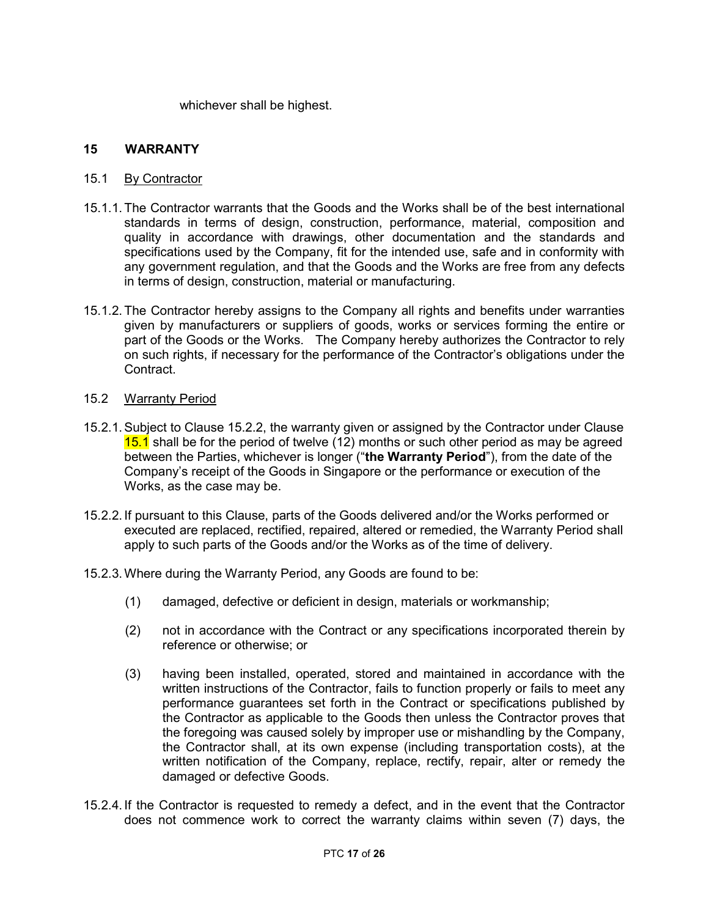whichever shall be highest.

## 15 WARRANTY

### 15.1 By Contractor

15.1.1. The Contractor warrants that the Goods and the Works shall be of the best international standards in terms of design, construction, performance, material, composition and quality in accordance with drawings, other documentation and the standards and specifications used by the Company, fit for the intended use, safe and in conformity with any government regulation, and that the Goods and the Works are free from any defects in terms of design, construction, material or manufacturing.

15.1.2. The Contractor hereby assigns to the Company all rights and benefits under warranties given by manufacturers or suppliers of goods, works or services forming the entire or part of the Goods or the Works. The Company hereby authorizes the Contractor to rely on such rights, if necessary for the performance of the Contractor's obligations under the Contract.

### 15.2 Warranty Period

15.2.1. Subject to Clause 15.2.2, the warranty given or assigned by the Contractor under Clause 15.1 shall be for the period of twelve (12) months or such other period as may be agreed between the Parties, whichever is longer ("**the Warranty Period**"), from the date of the Company's receipt of the Goods in Singapore or the performance or execution of the Works, as the case may be.

15.2.2. If pursuant to this Clause, parts of the Goods delivered and/or the Works performed or executed are replaced, rectified, repaired, altered or remedied, the Warranty Period shall apply to such parts of the Goods and/or the Works as of the time of delivery.

15.2.3. Where during the Warranty Period, any Goods are found to be:

(1) damaged, defective or deficient in design, materials or workmanship;

(2) not in accordance with the Contract or any specifications incorporated therein by reference or otherwise; or

(3) having been installed, operated, stored and maintained in accordance with the written instructions of the Contractor, fails to function properly or fails to meet any performance guarantees set forth in the Contract or specifications published by the Contractor as applicable to the Goods then unless the Contractor proves that the foregoing was caused solely by improper use or mishandling by the Company, the Contractor shall, at its own expense (including transportation costs), at the written notification of the Company, replace, rectify, repair, alter or remedy the damaged or defective Goods.

15.2.4. If the Contractor is requested to remedy a defect, and in the event that the Contractor does not commence work to correct the warranty claims within seven (7) days, the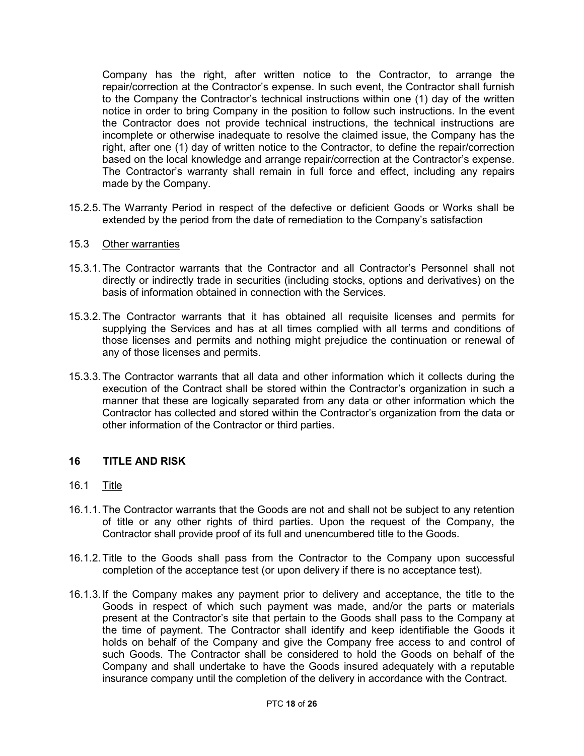Company has the right, after written notice to the Contractor, to arrange the repair/correction at the Contractor's expense. In such event, the Contractor shall furnish to the Company the Contractor's technical instructions within one (1) day of the written notice in order to bring Company in the position to follow such instructions. In the event the Contractor does not provide technical instructions, the technical instructions are incomplete or otherwise inadequate to resolve the claimed issue, the Company has the right, after one (1) day of written notice to the Contractor, to define the repair/correction based on the local knowledge and arrange repair/correction at the Contractor's expense. The Contractor's warranty shall remain in full force and effect, including any repairs made by the Company.

15.2.5. The Warranty Period in respect of the defective or deficient Goods or Works shall be extended by the period from the date of remediation to the Company's satisfaction

15.3 Other warranties

15.3.1. The Contractor warrants that the Contractor and all Contractor's Personnel shall not directly or indirectly trade in securities (including stocks, options and derivatives) on the basis of information obtained in connection with the Services.

15.3.2. The Contractor warrants that it has obtained all requisite licenses and permits for supplying the Services and has at all times complied with all terms and conditions of those licenses and permits and nothing might prejudice the continuation or renewal of any of those licenses and permits.

15.3.3. The Contractor warrants that all data and other information which it collects during the execution of the Contract shall be stored within the Contractor's organization in such a manner that these are logically separated from any data or other information which the Contractor has collected and stored within the Contractor's organization from the data or other information of the Contractor or third parties.

## 16 TITLE AND RISK

16.1 Title

16.1.1. The Contractor warrants that the Goods are not and shall not be subject to any retention of title or any other rights of third parties. Upon the request of the Company, the Contractor shall provide proof of its full and unencumbered title to the Goods.

16.1.2. Title to the Goods shall pass from the Contractor to the Company upon successful completion of the acceptance test (or upon delivery if there is no acceptance test).

16.1.3. If the Company makes any payment prior to delivery and acceptance, the title to the Goods in respect of which such payment was made, and/or the parts or materials present at the Contractor's site that pertain to the Goods shall pass to the Company at the time of payment. The Contractor shall identify and keep identifiable the Goods it holds on behalf of the Company and give the Company free access to and control of such Goods. The Contractor shall be considered to hold the Goods on behalf of the Company and shall undertake to have the Goods insured adequately with a reputable insurance company until the completion of the delivery in accordance with the Contract.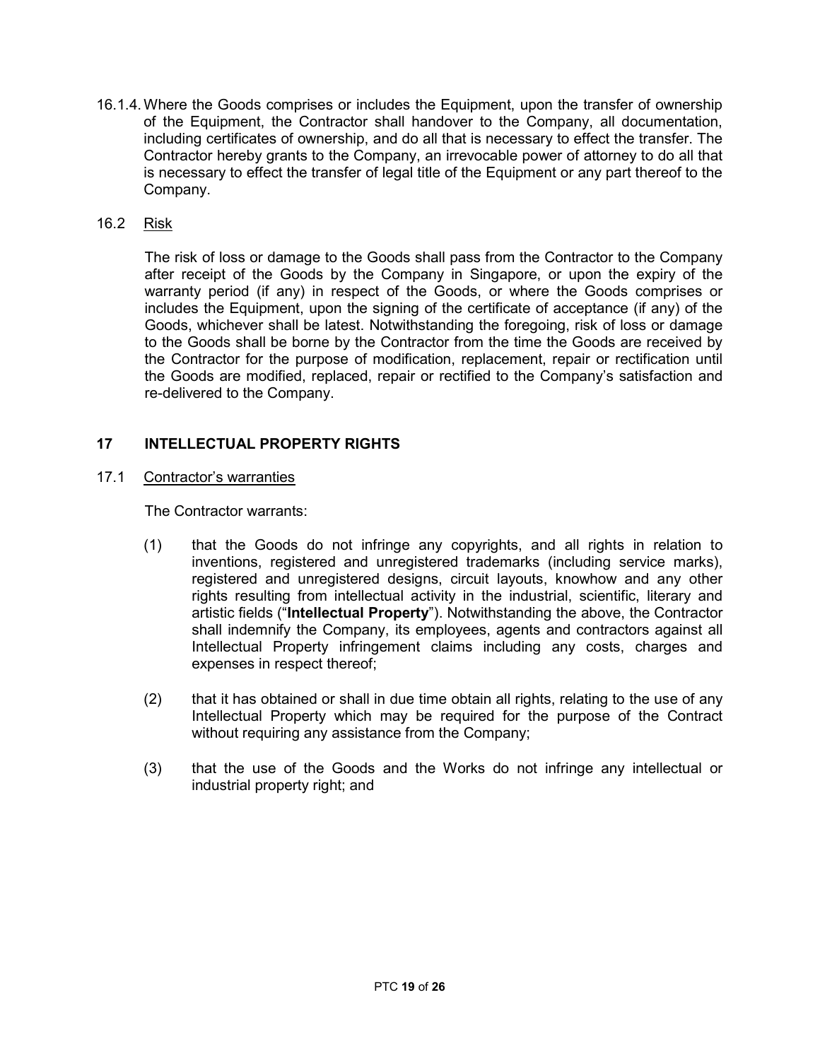16.1.4. Where the Goods comprises or includes the Equipment, upon the transfer of ownership of the Equipment, the Contractor shall handover to the Company, all documentation, including certificates of ownership, and do all that is necessary to effect the transfer. The Contractor hereby grants to the Company, an irrevocable power of attorney to do all that is necessary to effect the transfer of legal title of the Equipment or any part thereof to the Company.

16.2 <u>Risk</u>

The risk of loss or damage to the Goods shall pass from the Contractor to the Company after receipt of the Goods by the Company in Singapore, or upon the expiry of the warranty period (if any) in respect of the Goods, or where the Goods comprises or includes the Equipment, upon the signing of the certificate of acceptance (if any) of the Goods, whichever shall be latest. Notwithstanding the foregoing, risk of loss or damage to the Goods shall be borne by the Contractor from the time the Goods are received by the Contractor for the purpose of modification, replacement, repair or rectification until the Goods are modified, replaced, repair or rectified to the Company's satisfaction and re-delivered to the Company.

## 17 INTELLECTUAL PROPERTY RIGHTS

17.1 <u>Contractor's warranties</u>

The Contractor warrants:

(1) that the Goods do not infringe any copyrights, and all rights in relation to inventions, registered and unregistered trademarks (including service marks), registered and unregistered designs, circuit layouts, knowhow and any other rights resulting from intellectual activity in the industrial, scientific, literary and artistic fields ("**Intellectual Property**"). Notwithstanding the above, the Contractor shall indemnify the Company, its employees, agents and contractors against all Intellectual Property infringement claims including any costs, charges and expenses in respect thereof;

(2) that it has obtained or shall in due time obtain all rights, relating to the use of any Intellectual Property which may be required for the purpose of the Contract without requiring any assistance from the Company;

(3) that the use of the Goods and the Works do not infringe any intellectual or industrial property right; and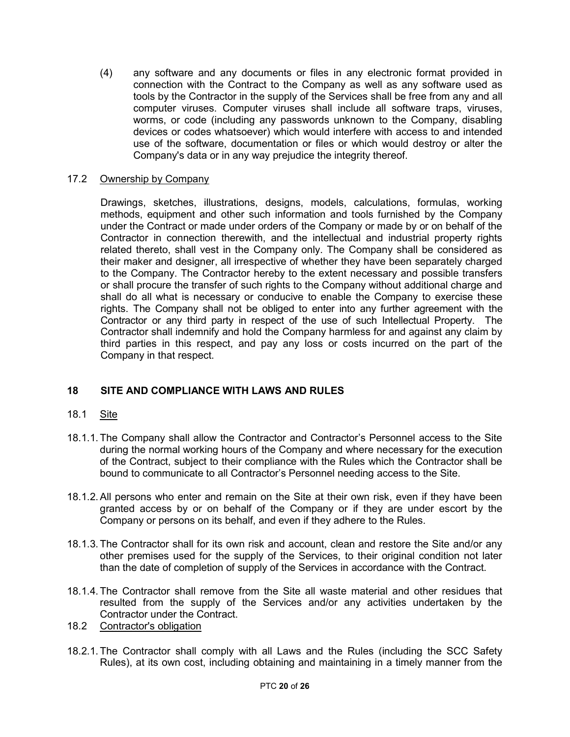(4) any software and any documents or files in any electronic format provided in connection with the Contract to the Company as well as any software used as tools by the Contractor in the supply of the Services shall be free from any and all computer viruses. Computer viruses shall include all software traps, viruses, worms, or code (including any passwords unknown to the Company, disabling devices or codes whatsoever) which would interfere with access to and intended use of the software, documentation or files or which would destroy or alter the Company's data or in any way prejudice the integrity thereof.

17.2 <u>Ownership by Company</u>

Drawings, sketches, illustrations, designs, models, calculations, formulas, working methods, equipment and other such information and tools furnished by the Company under the Contract or made under orders of the Company or made by or on behalf of the Contractor in connection therewith, and the intellectual and industrial property rights related thereto, shall vest in the Company only. The Company shall be considered as their maker and designer, all irrespective of whether they have been separately charged to the Company. The Contractor hereby to the extent necessary and possible transfers or shall procure the transfer of such rights to the Company without additional charge and shall do all what is necessary or conducive to enable the Company to exercise these rights. The Company shall not be obliged to enter into any further agreement with the Contractor or any third party in respect of the use of such Intellectual Property. The Contractor shall indemnify and hold the Company harmless for and against any claim by third parties in this respect, and pay any loss or costs incurred on the part of the Company in that respect.

## 18 SITE AND COMPLIANCE WITH LAWS AND RULES

18.1 <u>Site</u>

18.1.1. The Company shall allow the Contractor and Contractor's Personnel access to the Site during the normal working hours of the Company and where necessary for the execution of the Contract, subject to their compliance with the Rules which the Contractor shall be bound to communicate to all Contractor's Personnel needing access to the Site.

18.1.2. All persons who enter and remain on the Site at their own risk, even if they have been granted access by or on behalf of the Company or if they are under escort by the Company or persons on its behalf, and even if they adhere to the Rules.

18.1.3. The Contractor shall for its own risk and account, clean and restore the Site and/or any other premises used for the supply of the Services, to their original condition not later than the date of completion of supply of the Services in accordance with the Contract.

18.1.4. The Contractor shall remove from the Site all waste material and other residues that resulted from the supply of the Services and/or any activities undertaken by the Contractor under the Contract.

18.2 <u>Contractor's obligation</u>

18.2.1. The Contractor shall comply with all Laws and the Rules (including the SCC Safety Rules), at its own cost, including obtaining and maintaining in a timely manner from the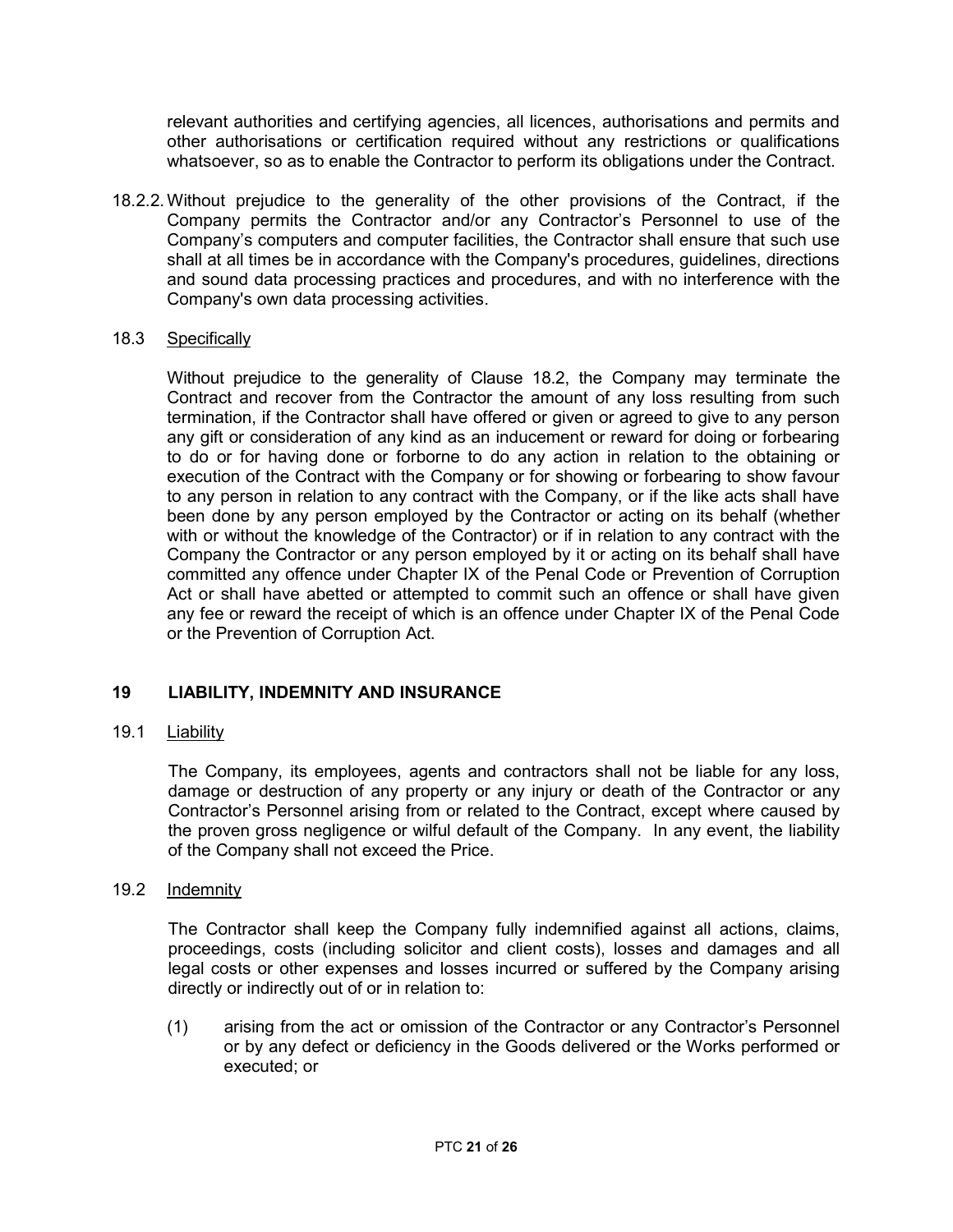relevant authorities and certifying agencies, all licences, authorisations and permits and other authorisations or certification required without any restrictions or qualifications whatsoever, so as to enable the Contractor to perform its obligations under the Contract.

18.2.2. Without prejudice to the generality of the other provisions of the Contract, if the Company permits the Contractor and/or any Contractor's Personnel to use of the Company's computers and computer facilities, the Contractor shall ensure that such use shall at all times be in accordance with the Company's procedures, guidelines, directions and sound data processing practices and procedures, and with no interference with the Company's own data processing activities.

18.3 Specifically

Without prejudice to the generality of Clause 18.2, the Company may terminate the Contract and recover from the Contractor the amount of any loss resulting from such termination, if the Contractor shall have offered or given or agreed to give to any person any gift or consideration of any kind as an inducement or reward for doing or forbearing to do or for having done or forborne to do any action in relation to the obtaining or execution of the Contract with the Company or for showing or forbearing to show favour to any person in relation to any contract with the Company, or if the like acts shall have been done by any person employed by the Contractor or acting on its behalf (whether with or without the knowledge of the Contractor) or if in relation to any contract with the Company the Contractor or any person employed by it or acting on its behalf shall have committed any offence under Chapter IX of the Penal Code or Prevention of Corruption Act or shall have abetted or attempted to commit such an offence or shall have given any fee or reward the receipt of which is an offence under Chapter IX of the Penal Code or the Prevention of Corruption Act.

## 19 LIABILITY, INDEMNITY AND INSURANCE

19.1 Liability

The Company, its employees, agents and contractors shall not be liable for any loss, damage or destruction of any property or any injury or death of the Contractor or any Contractor's Personnel arising from or related to the Contract, except where caused by the proven gross negligence or wilful default of the Company. In any event, the liability of the Company shall not exceed the Price.

19.2 Indemnity

The Contractor shall keep the Company fully indemnified against all actions, claims, proceedings, costs (including solicitor and client costs), losses and damages and all legal costs or other expenses and losses incurred or suffered by the Company arising directly or indirectly out of or in relation to:

(1) arising from the act or omission of the Contractor or any Contractor's Personnel or by any defect or deficiency in the Goods delivered or the Works performed or executed; or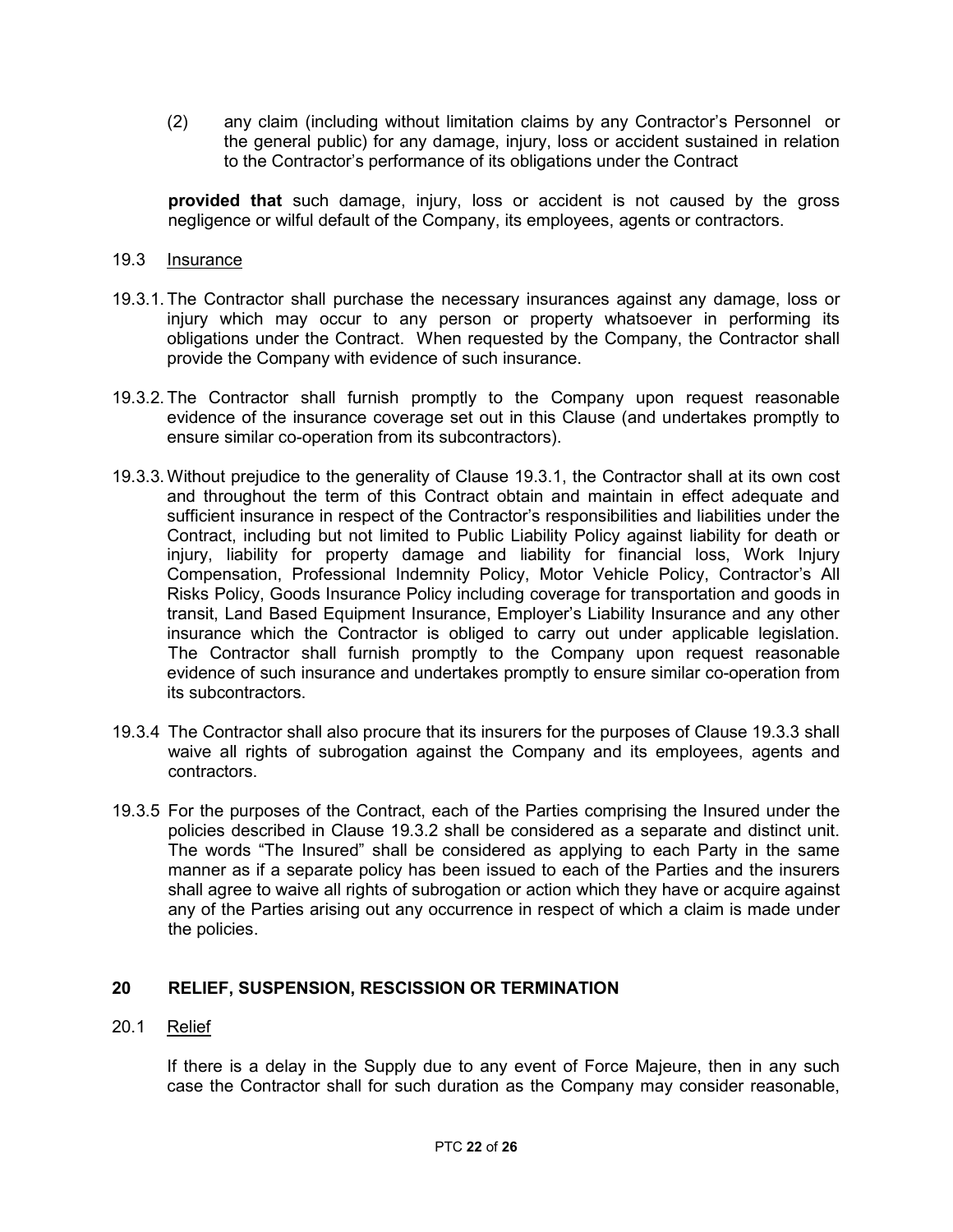(2) any claim (including without limitation claims by any Contractor's Personnel or the general public) for any damage, injury, loss or accident sustained in relation to the Contractor's performance of its obligations under the Contract

**provided that** such damage, injury, loss or accident is not caused by the gross negligence or wilful default of the Company, its employees, agents or contractors.

19.3 Insurance

19.3.1. The Contractor shall purchase the necessary insurances against any damage, loss or injury which may occur to any person or property whatsoever in performing its obligations under the Contract. When requested by the Company, the Contractor shall provide the Company with evidence of such insurance.

19.3.2. The Contractor shall furnish promptly to the Company upon request reasonable evidence of the insurance coverage set out in this Clause (and undertakes promptly to ensure similar co-operation from its subcontractors).

19.3.3. Without prejudice to the generality of Clause 19.3.1, the Contractor shall at its own cost and throughout the term of this Contract obtain and maintain in effect adequate and sufficient insurance in respect of the Contractor's responsibilities and liabilities under the Contract, including but not limited to Public Liability Policy against liability for death or injury, liability for property damage and liability for financial loss, Work Injury Compensation, Professional Indemnity Policy, Motor Vehicle Policy, Contractor's All Risks Policy, Goods Insurance Policy including coverage for transportation and goods in transit, Land Based Equipment Insurance, Employer's Liability Insurance and any other insurance which the Contractor is obliged to carry out under applicable legislation. The Contractor shall furnish promptly to the Company upon request reasonable evidence of such insurance and undertakes promptly to ensure similar co-operation from its subcontractors.

19.3.4 The Contractor shall also procure that its insurers for the purposes of Clause 19.3.3 shall waive all rights of subrogation against the Company and its employees, agents and contractors.

19.3.5 For the purposes of the Contract, each of the Parties comprising the Insured under the policies described in Clause 19.3.2 shall be considered as a separate and distinct unit. The words "The Insured" shall be considered as applying to each Party in the same manner as if a separate policy has been issued to each of the Parties and the insurers shall agree to waive all rights of subrogation or action which they have or acquire against any of the Parties arising out any occurrence in respect of which a claim is made under the policies.

## 20 RELIEF, SUSPENSION, RESCISSION OR TERMINATION

20.1 Relief

If there is a delay in the Supply due to any event of Force Majeure, then in any such case the Contractor shall for such duration as the Company may consider reasonable,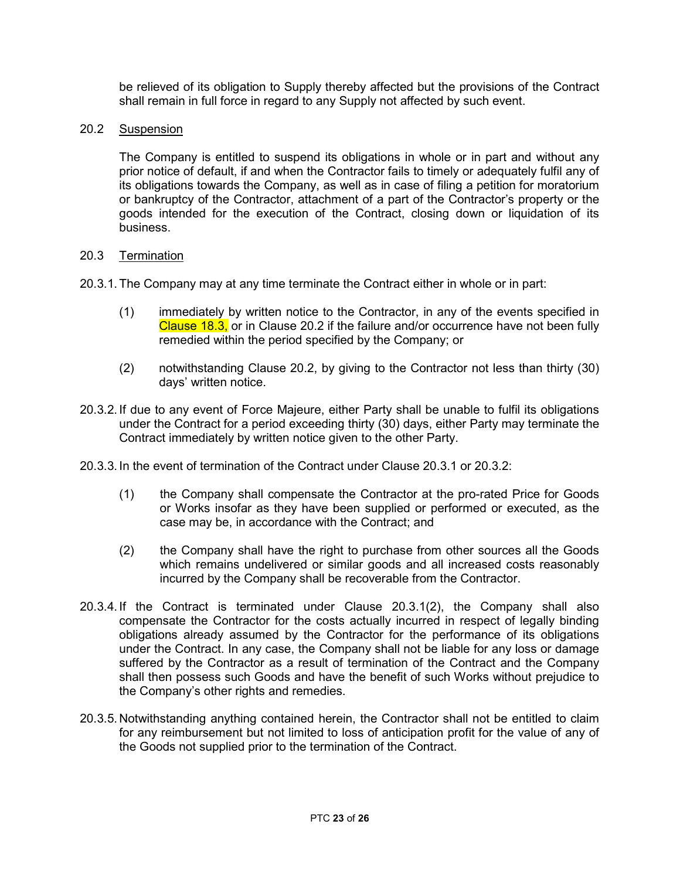be relieved of its obligation to Supply thereby affected but the provisions of the Contract shall remain in full force in regard to any Supply not affected by such event.

20.2 Suspension

The Company is entitled to suspend its obligations in whole or in part and without any prior notice of default, if and when the Contractor fails to timely or adequately fulfil any of its obligations towards the Company, as well as in case of filing a petition for moratorium or bankruptcy of the Contractor, attachment of a part of the Contractor's property or the goods intended for the execution of the Contract, closing down or liquidation of its business.

20.3 Termination

20.3.1. The Company may at any time terminate the Contract either in whole or in part:

(1) immediately by written notice to the Contractor, in any of the events specified in Clause 18.3, or in Clause 20.2 if the failure and/or occurrence have not been fully remedied within the period specified by the Company; or

(2) notwithstanding Clause 20.2, by giving to the Contractor not less than thirty (30) days' written notice.

20.3.2. If due to any event of Force Majeure, either Party shall be unable to fulfil its obligations under the Contract for a period exceeding thirty (30) days, either Party may terminate the Contract immediately by written notice given to the other Party.

20.3.3. In the event of termination of the Contract under Clause 20.3.1 or 20.3.2:

(1) the Company shall compensate the Contractor at the pro-rated Price for Goods or Works insofar as they have been supplied or performed or executed, as the case may be, in accordance with the Contract; and

(2) the Company shall have the right to purchase from other sources all the Goods which remains undelivered or similar goods and all increased costs reasonably incurred by the Company shall be recoverable from the Contractor.

20.3.4. If the Contract is terminated under Clause 20.3.1(2), the Company shall also compensate the Contractor for the costs actually incurred in respect of legally binding obligations already assumed by the Contractor for the performance of its obligations under the Contract. In any case, the Company shall not be liable for any loss or damage suffered by the Contractor as a result of termination of the Contract and the Company shall then possess such Goods and have the benefit of such Works without prejudice to the Company's other rights and remedies.

20.3.5. Notwithstanding anything contained herein, the Contractor shall not be entitled to claim for any reimbursement but not limited to loss of anticipation profit for the value of any of the Goods not supplied prior to the termination of the Contract.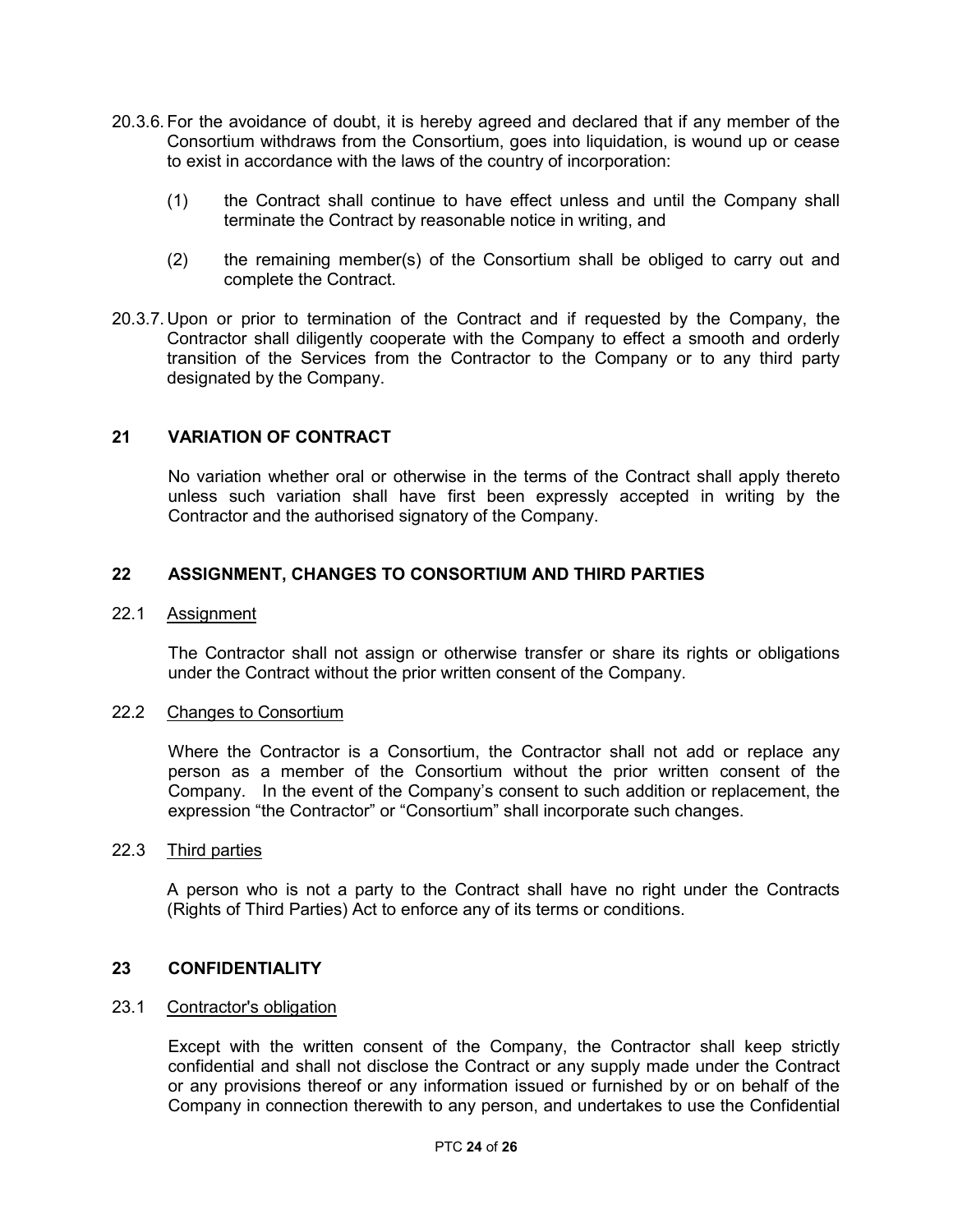20.3.6. For the avoidance of doubt, it is hereby agreed and declared that if any member of the Consortium withdraws from the Consortium, goes into liquidation, is wound up or cease to exist in accordance with the laws of the country of incorporation:

(1) the Contract shall continue to have effect unless and until the Company shall terminate the Contract by reasonable notice in writing, and

(2) the remaining member(s) of the Consortium shall be obliged to carry out and complete the Contract.

20.3.7. Upon or prior to termination of the Contract and if requested by the Company, the Contractor shall diligently cooperate with the Company to effect a smooth and orderly transition of the Services from the Contractor to the Company or to any third party designated by the Company.

## 21 VARIATION OF CONTRACT

No variation whether oral or otherwise in the terms of the Contract shall apply thereto unless such variation shall have first been expressly accepted in writing by the Contractor and the authorised signatory of the Company.

## 22 ASSIGNMENT, CHANGES TO CONSORTIUM AND THIRD PARTIES

22.1 <u>Assignment</u>

The Contractor shall not assign or otherwise transfer or share its rights or obligations under the Contract without the prior written consent of the Company.

22.2 <u>Changes to Consortium</u>

Where the Contractor is a Consortium, the Contractor shall not add or replace any person as a member of the Consortium without the prior written consent of the Company. In the event of the Company's consent to such addition or replacement, the expression "the Contractor" or "Consortium" shall incorporate such changes.

22.3 <u>Third parties</u>

A person who is not a party to the Contract shall have no right under the Contracts (Rights of Third Parties) Act to enforce any of its terms or conditions.

## 23 CONFIDENTIALITY

23.1 <u>Contractor's obligation</u>

Except with the written consent of the Company, the Contractor shall keep strictly confidential and shall not disclose the Contract or any supply made under the Contract or any provisions thereof or any information issued or furnished by or on behalf of the Company in connection therewith to any person, and undertakes to use the Confidential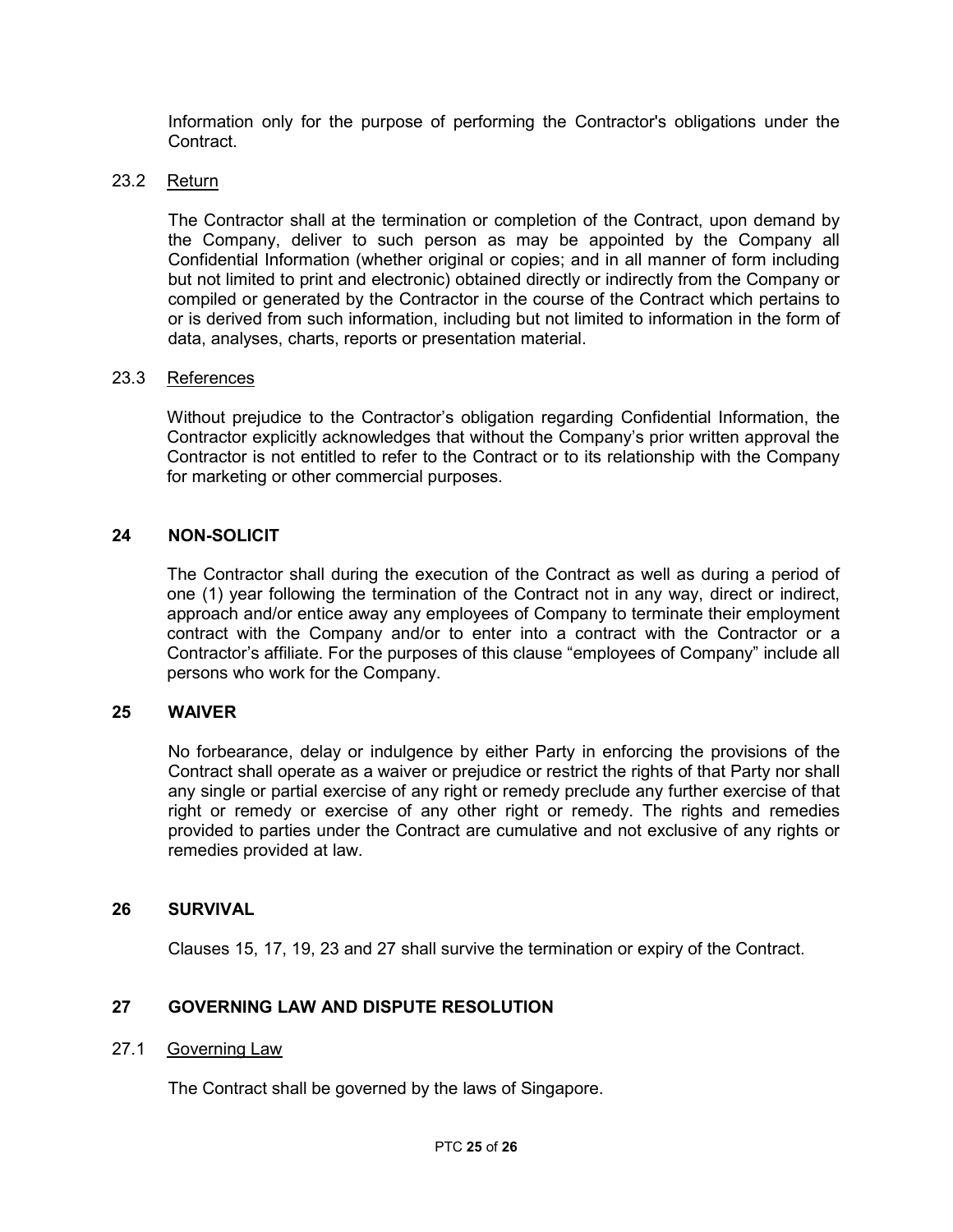Information only for the purpose of performing the Contractor's obligations under the Contract.

### 23.2 Return

The Contractor shall at the termination or completion of the Contract, upon demand by the Company, deliver to such person as may be appointed by the Company all Confidential Information (whether original or copies; and in all manner of form including but not limited to print and electronic) obtained directly or indirectly from the Company or compiled or generated by the Contractor in the course of the Contract which pertains to or is derived from such information, including but not limited to information in the form of data, analyses, charts, reports or presentation material.

### 23.3 References

Without prejudice to the Contractor's obligation regarding Confidential Information, the Contractor explicitly acknowledges that without the Company's prior written approval the Contractor is not entitled to refer to the Contract or to its relationship with the Company for marketing or other commercial purposes.

## 24 NON-SOLICIT

The Contractor shall during the execution of the Contract as well as during a period of one (1) year following the termination of the Contract not in any way, direct or indirect, approach and/or entice away any employees of Company to terminate their employment contract with the Company and/or to enter into a contract with the Contractor or a Contractor's affiliate. For the purposes of this clause "employees of Company" include all persons who work for the Company.

## 25 WAIVER

No forbearance, delay or indulgence by either Party in enforcing the provisions of the Contract shall operate as a waiver or prejudice or restrict the rights of that Party nor shall any single or partial exercise of any right or remedy preclude any further exercise of that right or remedy or exercise of any other right or remedy. The rights and remedies provided to parties under the Contract are cumulative and not exclusive of any rights or remedies provided at law.

## 26 SURVIVAL

Clauses 15, 17, 19, 23 and 27 shall survive the termination or expiry of the Contract.

## 27 GOVERNING LAW AND DISPUTE RESOLUTION

### 27.1 Governing Law

The Contract shall be governed by the laws of Singapore.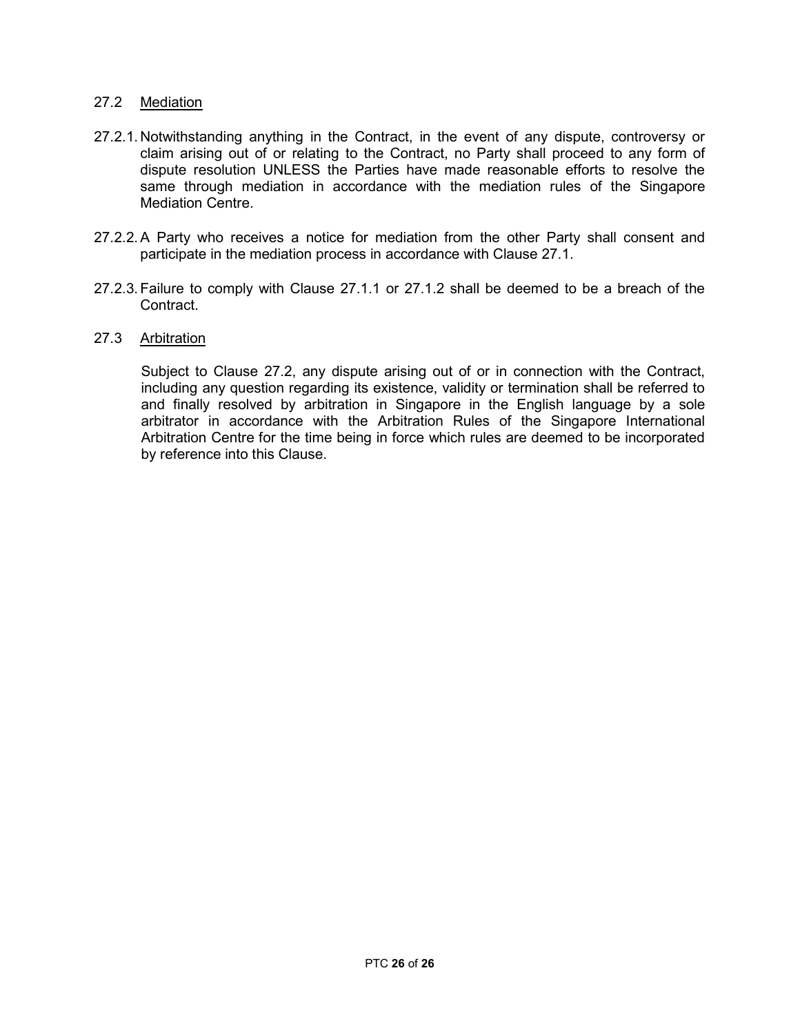27.2 <u>Mediation</u>

27.2.1. Notwithstanding anything in the Contract, in the event of any dispute, controversy or claim arising out of or relating to the Contract, no Party shall proceed to any form of dispute resolution UNLESS the Parties have made reasonable efforts to resolve the same through mediation in accordance with the mediation rules of the Singapore Mediation Centre.

27.2.2. A Party who receives a notice for mediation from the other Party shall consent and participate in the mediation process in accordance with Clause 27.1.

27.2.3. Failure to comply with Clause 27.1.1 or 27.1.2 shall be deemed to be a breach of the Contract.

27.3 <u>Arbitration</u>

Subject to Clause 27.2, any dispute arising out of or in connection with the Contract, including any question regarding its existence, validity or termination shall be referred to and finally resolved by arbitration in Singapore in the English language by a sole arbitrator in accordance with the Arbitration Rules of the Singapore International Arbitration Centre for the time being in force which rules are deemed to be incorporated by reference into this Clause.